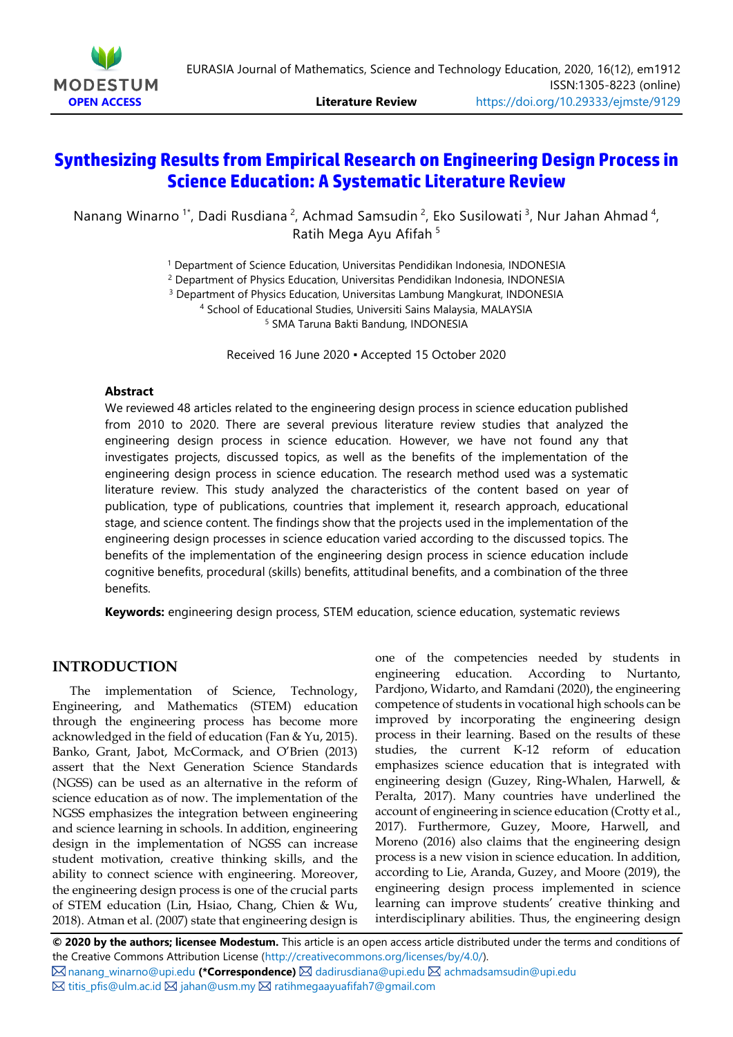# Synthesizing Results from Empirical Research on Engineering Design Process in Science Education: A Systematic Literature Review

Nanang Winarno [1*], Dadi Rusdiana [2], Achmad Samsudin [2], Eko Susilowati [3], Nur Jahan Ahmad [4], Ratih Mega Ayu Afifah [5]

[1] Department of Science Education, Universitas Pendidikan Indonesia, INDONESIA
[2] Department of Physics Education, Universitas Pendidikan Indonesia, INDONESIA
[3] Department of Physics Education, Universitas Lambung Mangkurat, INDONESIA
[4] School of Educational Studies, Universiti Sains Malaysia, MALAYSIA
[5] SMA Taruna Bakti Bandung, INDONESIA

Received 16 June 2020 ▪ Accepted 15 October 2020

### Abstract

We reviewed 48 articles related to the engineering design process in science education published from 2010 to 2020. There are several previous literature review studies that analyzed the engineering design process in science education. However, we have not found any that investigates projects, discussed topics, as well as the benefits of the implementation of the engineering design process in science education. The research method used was a systematic literature review. This study analyzed the characteristics of the content based on year of publication, type of publications, countries that implement it, research approach, educational stage, and science content. The findings show that the projects used in the implementation of the engineering design processes in science education varied according to the discussed topics. The benefits of the implementation of the engineering design process in science education include cognitive benefits, procedural (skills) benefits, attitudinal benefits, and a combination of the three benefits.

**Keywords:** engineering design process, STEM education, science education, systematic reviews

## INTRODUCTION

The implementation of Science, Technology, Engineering, and Mathematics (STEM) education through the engineering process has become more acknowledged in the field of education (Fan & Yu, 2015). Banko, Grant, Jabot, McCormack, and O'Brien (2013) assert that the Next Generation Science Standards (NGSS) can be used as an alternative in the reform of science education as of now. The implementation of the NGSS emphasizes the integration between engineering and science learning in schools. In addition, engineering design in the implementation of NGSS can increase student motivation, creative thinking skills, and the ability to connect science with engineering. Moreover, the engineering design process is one of the crucial parts of STEM education (Lin, Hsiao, Chang, Chien & Wu, 2018). Atman et al. (2007) state that engineering design is one of the competencies needed by students in engineering education. According to Nurtanto, Pardjono, Widarto, and Ramdani (2020), the engineering competence of students in vocational high schools can be improved by incorporating the engineering design process in their learning. Based on the results of these studies, the current K-12 reform of education emphasizes science education that is integrated with engineering design (Guzey, Ring-Whalen, Harwell, & Peralta, 2017). Many countries have underlined the account of engineering in science education (Crotty et al., 2017). Furthermore, Guzey, Moore, Harwell, and Moreno (2016) also claims that the engineering design process is a new vision in science education. In addition, according to Lie, Aranda, Guzey, and Moore (2019), the engineering design process implemented in science learning can improve students' creative thinking and interdisciplinary abilities. Thus, the engineering design

**© 2020 by the authors; licensee Modestum.** This article is an open access article distributed under the terms and conditions of the Creative Commons Attribution License (http://creativecommons.org/licenses/by/4.0/).
nanang_winarno@upi.edu **(\*Correspondence)** dadirusdiana@upi.edu achmadsamsudin@upi.edu titis_pfis@ulm.ac.id jahan@usm.my ratihmegaayuafifah7@gmail.com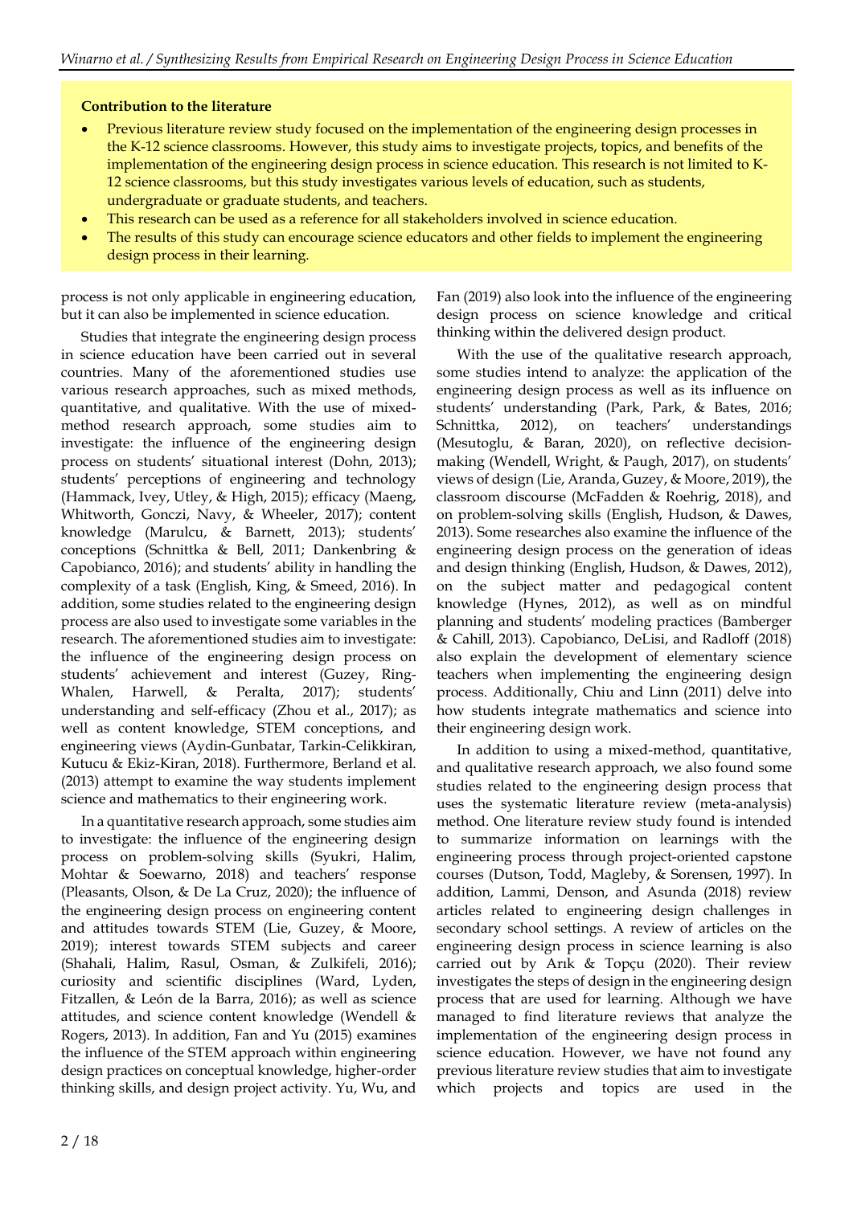**Contribution to the literature**

- Previous literature review study focused on the implementation of the engineering design processes in the K-12 science classrooms. However, this study aims to investigate projects, topics, and benefits of the implementation of the engineering design process in science education. This research is not limited to K-12 science classrooms, but this study investigates various levels of education, such as students, undergraduate or graduate students, and teachers.
- This research can be used as a reference for all stakeholders involved in science education.
- The results of this study can encourage science educators and other fields to implement the engineering design process in their learning.

process is not only applicable in engineering education, but it can also be implemented in science education.

Studies that integrate the engineering design process in science education have been carried out in several countries. Many of the aforementioned studies use various research approaches, such as mixed methods, quantitative, and qualitative. With the use of mixed-method research approach, some studies aim to investigate: the influence of the engineering design process on students' situational interest (Dohn, 2013); students' perceptions of engineering and technology (Hammack, Ivey, Utley, & High, 2015); efficacy (Maeng, Whitworth, Gonczi, Navy, & Wheeler, 2017); content knowledge (Marulcu, & Barnett, 2013); students' conceptions (Schnittka & Bell, 2011; Dankenbring & Capobianco, 2016); and students' ability in handling the complexity of a task (English, King, & Smeed, 2016). In addition, some studies related to the engineering design process are also used to investigate some variables in the research. The aforementioned studies aim to investigate: the influence of the engineering design process on students' achievement and interest (Guzey, Ring-Whalen, Harwell, & Peralta, 2017); students' understanding and self-efficacy (Zhou et al., 2017); as well as content knowledge, STEM conceptions, and engineering views (Aydin-Gunbatar, Tarkin-Celikkiran, Kutucu & Ekiz-Kiran, 2018). Furthermore, Berland et al. (2013) attempt to examine the way students implement science and mathematics to their engineering work.

In a quantitative research approach, some studies aim to investigate: the influence of the engineering design process on problem-solving skills (Syukri, Halim, Mohtar & Soewarno, 2018) and teachers' response (Pleasants, Olson, & De La Cruz, 2020); the influence of the engineering design process on engineering content and attitudes towards STEM (Lie, Guzey, & Moore, 2019); interest towards STEM subjects and career (Shahali, Halim, Rasul, Osman, & Zulkifeli, 2016); curiosity and scientific disciplines (Ward, Lyden, Fitzallen, & León de la Barra, 2016); as well as science attitudes, and science content knowledge (Wendell & Rogers, 2013). In addition, Fan and Yu (2015) examines the influence of the STEM approach within engineering design practices on conceptual knowledge, higher-order thinking skills, and design project activity. Yu, Wu, and Fan (2019) also look into the influence of the engineering design process on science knowledge and critical thinking within the delivered design product.

With the use of the qualitative research approach, some studies intend to analyze: the application of the engineering design process as well as its influence on students' understanding (Park, Park, & Bates, 2016; Schnittka, 2012), on teachers' understandings (Mesutoglu, & Baran, 2020), on reflective decision-making (Wendell, Wright, & Paugh, 2017), on students' views of design (Lie, Aranda, Guzey, & Moore, 2019), the classroom discourse (McFadden & Roehrig, 2018), and on problem-solving skills (English, Hudson, & Dawes, 2013). Some researches also examine the influence of the engineering design process on the generation of ideas and design thinking (English, Hudson, & Dawes, 2012), on the subject matter and pedagogical content knowledge (Hynes, 2012), as well as on mindful planning and students' modeling practices (Bamberger & Cahill, 2013). Capobianco, DeLisi, and Radloff (2018) also explain the development of elementary science teachers when implementing the engineering design process. Additionally, Chiu and Linn (2011) delve into how students integrate mathematics and science into their engineering design work.

In addition to using a mixed-method, quantitative, and qualitative research approach, we also found some studies related to the engineering design process that uses the systematic literature review (meta-analysis) method. One literature review study found is intended to summarize information on learnings with the engineering process through project-oriented capstone courses (Dutson, Todd, Magleby, & Sorensen, 1997). In addition, Lammi, Denson, and Asunda (2018) review articles related to engineering design challenges in secondary school settings. A review of articles on the engineering design process in science learning is also carried out by Arık & Topçu (2020). Their review investigates the steps of design in the engineering design process that are used for learning. Although we have managed to find literature reviews that analyze the implementation of the engineering design process in science education. However, we have not found any previous literature review studies that aim to investigate which projects and topics are used in the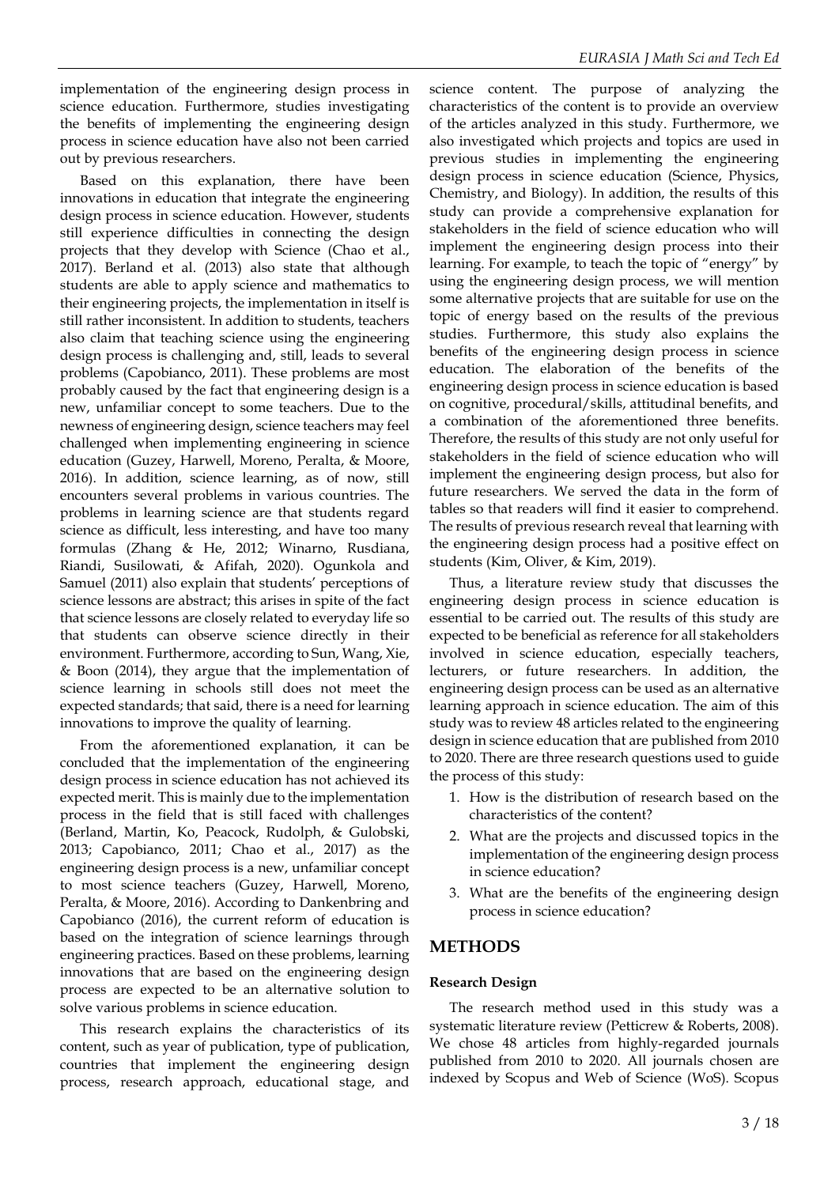implementation of the engineering design process in science education. Furthermore, studies investigating the benefits of implementing the engineering design process in science education have also not been carried out by previous researchers.

Based on this explanation, there have been innovations in education that integrate the engineering design process in science education. However, students still experience difficulties in connecting the design projects that they develop with Science (Chao et al., 2017). Berland et al. (2013) also state that although students are able to apply science and mathematics to their engineering projects, the implementation in itself is still rather inconsistent. In addition to students, teachers also claim that teaching science using the engineering design process is challenging and, still, leads to several problems (Capobianco, 2011). These problems are most probably caused by the fact that engineering design is a new, unfamiliar concept to some teachers. Due to the newness of engineering design, science teachers may feel challenged when implementing engineering in science education (Guzey, Harwell, Moreno, Peralta, & Moore, 2016). In addition, science learning, as of now, still encounters several problems in various countries. The problems in learning science are that students regard science as difficult, less interesting, and have too many formulas (Zhang & He, 2012; Winarno, Rusdiana, Riandi, Susilowati, & Afifah, 2020). Ogunkola and Samuel (2011) also explain that students' perceptions of science lessons are abstract; this arises in spite of the fact that science lessons are closely related to everyday life so that students can observe science directly in their environment. Furthermore, according to Sun, Wang, Xie, & Boon (2014), they argue that the implementation of science learning in schools still does not meet the expected standards; that said, there is a need for learning innovations to improve the quality of learning.

From the aforementioned explanation, it can be concluded that the implementation of the engineering design process in science education has not achieved its expected merit. This is mainly due to the implementation process in the field that is still faced with challenges (Berland, Martin, Ko, Peacock, Rudolph, & Gulobski, 2013; Capobianco, 2011; Chao et al., 2017) as the engineering design process is a new, unfamiliar concept to most science teachers (Guzey, Harwell, Moreno, Peralta, & Moore, 2016). According to Dankenbring and Capobianco (2016), the current reform of education is based on the integration of science learnings through engineering practices. Based on these problems, learning innovations that are based on the engineering design process are expected to be an alternative solution to solve various problems in science education.

This research explains the characteristics of its content, such as year of publication, type of publication, countries that implement the engineering design process, research approach, educational stage, and science content. The purpose of analyzing the characteristics of the content is to provide an overview of the articles analyzed in this study. Furthermore, we also investigated which projects and topics are used in previous studies in implementing the engineering design process in science education (Science, Physics, Chemistry, and Biology). In addition, the results of this study can provide a comprehensive explanation for stakeholders in the field of science education who will implement the engineering design process into their learning. For example, to teach the topic of "energy" by using the engineering design process, we will mention some alternative projects that are suitable for use on the topic of energy based on the results of the previous studies. Furthermore, this study also explains the benefits of the engineering design process in science education. The elaboration of the benefits of the engineering design process in science education is based on cognitive, procedural/skills, attitudinal benefits, and a combination of the aforementioned three benefits. Therefore, the results of this study are not only useful for stakeholders in the field of science education who will implement the engineering design process, but also for future researchers. We served the data in the form of tables so that readers will find it easier to comprehend. The results of previous research reveal that learning with the engineering design process had a positive effect on students (Kim, Oliver, & Kim, 2019).

Thus, a literature review study that discusses the engineering design process in science education is essential to be carried out. The results of this study are expected to be beneficial as reference for all stakeholders involved in science education, especially teachers, lecturers, or future researchers. In addition, the engineering design process can be used as an alternative learning approach in science education. The aim of this study was to review 48 articles related to the engineering design in science education that are published from 2010 to 2020. There are three research questions used to guide the process of this study:

1. How is the distribution of research based on the characteristics of the content?
2. What are the projects and discussed topics in the implementation of the engineering design process in science education?
3. What are the benefits of the engineering design process in science education?

## METHODS

### Research Design

The research method used in this study was a systematic literature review (Petticrew & Roberts, 2008). We chose 48 articles from highly-regarded journals published from 2010 to 2020. All journals chosen are indexed by Scopus and Web of Science (WoS). Scopus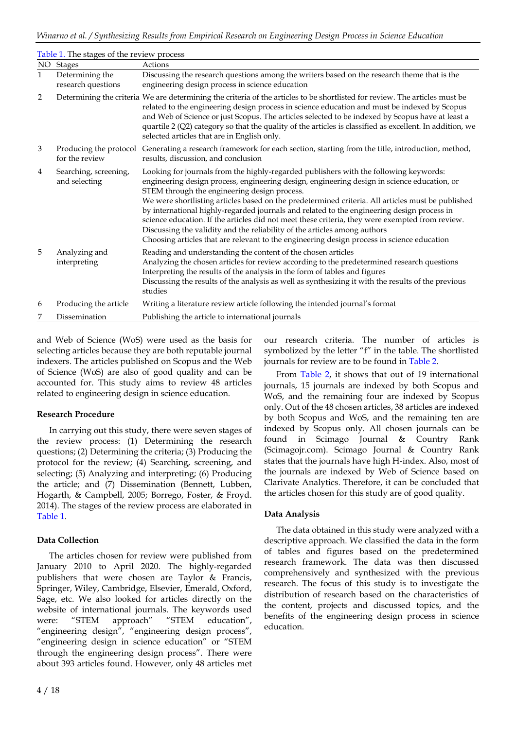Table 1. The stages of the review process

| NO | Stages | Actions |
|---|---|---|
| 1 | Determining the research questions | Discussing the research questions among the writers based on the research theme that is the engineering design process in science education |
| 2 | Determining the criteria | We are determining the criteria of the articles to be shortlisted for review. The articles must be related to the engineering design process in science education and must be indexed by Scopus and Web of Science or just Scopus. The articles selected to be indexed by Scopus have at least a quartile 2 (Q2) category so that the quality of the articles is classified as excellent. In addition, we selected articles that are in English only. |
| 3 | Producing the protocol for the review | Generating a research framework for each section, starting from the title, introduction, method, results, discussion, and conclusion |
| 4 | Searching, screening, and selecting | Looking for journals from the highly-regarded publishers with the following keywords: engineering design process, engineering design, engineering design in science education, or STEM through the engineering design process. We were shortlisting articles based on the predetermined criteria. All articles must be published by international highly-regarded journals and related to the engineering design process in science education. If the articles did not meet these criteria, they were exempted from review. Discussing the validity and the reliability of the articles among authors Choosing articles that are relevant to the engineering design process in science education |
| 5 | Analyzing and interpreting | Reading and understanding the content of the chosen articles Analyzing the chosen articles for review according to the predetermined research questions Interpreting the results of the analysis in the form of tables and figures Discussing the results of the analysis as well as synthesizing it with the results of the previous studies |
| 6 | Producing the article | Writing a literature review article following the intended journal's format |
| 7 | Dissemination | Publishing the article to international journals |

and Web of Science (WoS) were used as the basis for selecting articles because they are both reputable journal indexers. The articles published on Scopus and the Web of Science (WoS) are also of good quality and can be accounted for. This study aims to review 48 articles related to engineering design in science education.

**Research Procedure**

In carrying out this study, there were seven stages of the review process: (1) Determining the research questions; (2) Determining the criteria; (3) Producing the protocol for the review; (4) Searching, screening, and selecting; (5) Analyzing and interpreting; (6) Producing the article; and (7) Dissemination (Bennett, Lubben, Hogarth, & Campbell, 2005; Borrego, Foster, & Froyd. 2014). The stages of the review process are elaborated in Table 1.

**Data Collection**

The articles chosen for review were published from January 2010 to April 2020. The highly-regarded publishers that were chosen are Taylor & Francis, Springer, Wiley, Cambridge, Elsevier, Emerald, Oxford, Sage, etc. We also looked for articles directly on the website of international journals. The keywords used were: "STEM approach" "STEM education", "engineering design", "engineering design process", "engineering design in science education" or "STEM through the engineering design process". There were about 393 articles found. However, only 48 articles met our research criteria. The number of articles is symbolized by the letter "f" in the table. The shortlisted journals for review are to be found in Table 2.

From Table 2, it shows that out of 19 international journals, 15 journals are indexed by both Scopus and WoS, and the remaining four are indexed by Scopus only. Out of the 48 chosen articles, 38 articles are indexed by both Scopus and WoS, and the remaining ten are indexed by Scopus only. All chosen journals can be found in Scimago Journal & Country Rank (Scimagojr.com). Scimago Journal & Country Rank states that the journals have high H-index. Also, most of the journals are indexed by Web of Science based on Clarivate Analytics. Therefore, it can be concluded that the articles chosen for this study are of good quality.

**Data Analysis**

The data obtained in this study were analyzed with a descriptive approach. We classified the data in the form of tables and figures based on the predetermined research framework. The data was then discussed comprehensively and synthesized with the previous research. The focus of this study is to investigate the distribution of research based on the characteristics of the content, projects and discussed topics, and the benefits of the engineering design process in science education.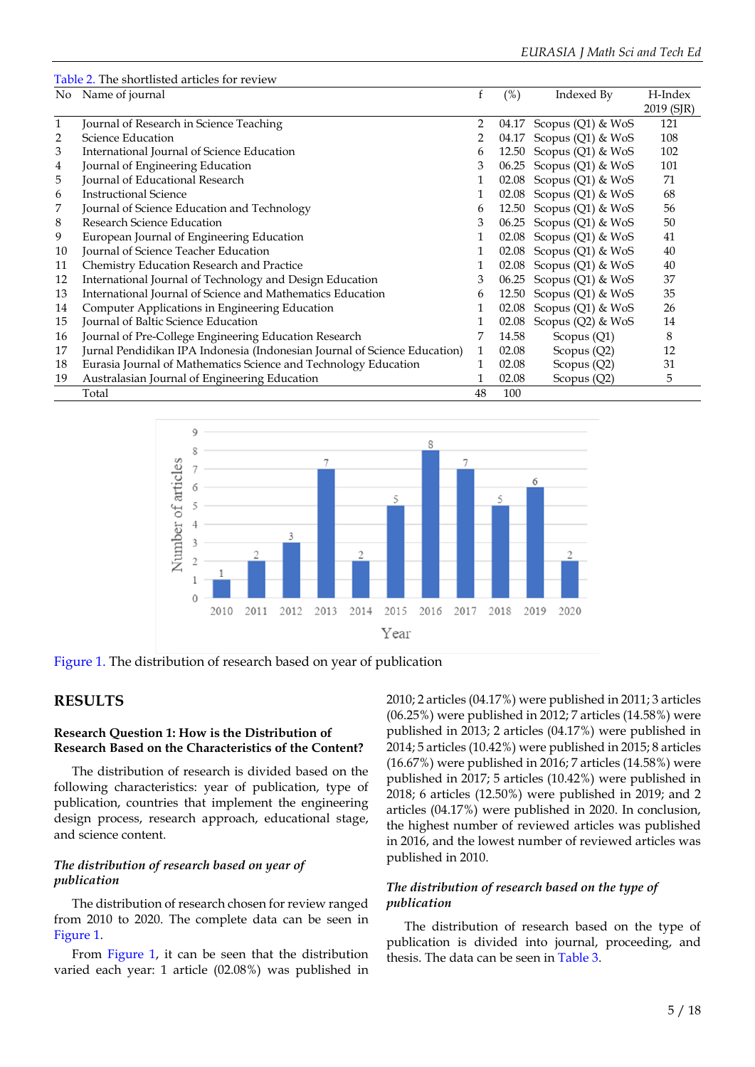Table 2. The shortlisted articles for review

| No | Name of journal | f | (%) | Indexed By | H-Index 2019 (SJR) |
|---|---|---|---|---|---|
| 1 | Journal of Research in Science Teaching | 2 | 04.17 | Scopus (Q1) & WoS | 121 |
| 2 | Science Education | 2 | 04.17 | Scopus (Q1) & WoS | 108 |
| 3 | International Journal of Science Education | 6 | 12.50 | Scopus (Q1) & WoS | 102 |
| 4 | Journal of Engineering Education | 3 | 06.25 | Scopus (Q1) & WoS | 101 |
| 5 | Journal of Educational Research | 1 | 02.08 | Scopus (Q1) & WoS | 71 |
| 6 | Instructional Science | 1 | 02.08 | Scopus (Q1) & WoS | 68 |
| 7 | Journal of Science Education and Technology | 6 | 12.50 | Scopus (Q1) & WoS | 56 |
| 8 | Research Science Education | 3 | 06.25 | Scopus (Q1) & WoS | 50 |
| 9 | European Journal of Engineering Education | 1 | 02.08 | Scopus (Q1) & WoS | 41 |
| 10 | Journal of Science Teacher Education | 1 | 02.08 | Scopus (Q1) & WoS | 40 |
| 11 | Chemistry Education Research and Practice | 1 | 02.08 | Scopus (Q1) & WoS | 40 |
| 12 | International Journal of Technology and Design Education | 3 | 06.25 | Scopus (Q1) & WoS | 37 |
| 13 | International Journal of Science and Mathematics Education | 6 | 12.50 | Scopus (Q1) & WoS | 35 |
| 14 | Computer Applications in Engineering Education | 1 | 02.08 | Scopus (Q1) & WoS | 26 |
| 15 | Journal of Baltic Science Education | 1 | 02.08 | Scopus (Q2) & WoS | 14 |
| 16 | Journal of Pre-College Engineering Education Research | 7 | 14.58 | Scopus (Q1) | 8 |
| 17 | Jurnal Pendidikan IPA Indonesia (Indonesian Journal of Science Education) | 1 | 02.08 | Scopus (Q2) | 12 |
| 18 | Eurasia Journal of Mathematics Science and Technology Education | 1 | 02.08 | Scopus (Q2) | 31 |
| 19 | Australasian Journal of Engineering Education | 1 | 02.08 | Scopus (Q2) | 5 |
| | Total | 48 | 100 | | |

Figure 1. The distribution of research based on year of publication

## RESULTS

### Research Question 1: How is the Distribution of Research Based on the Characteristics of the Content?

The distribution of research is divided based on the following characteristics: year of publication, type of publication, countries that implement the engineering design process, research approach, educational stage, and science content.

#### *The distribution of research based on year of publication*

The distribution of research chosen for review ranged from 2010 to 2020. The complete data can be seen in Figure 1.

From Figure 1, it can be seen that the distribution varied each year: 1 article (02.08%) was published in 2010; 2 articles (04.17%) were published in 2011; 3 articles (06.25%) were published in 2012; 7 articles (14.58%) were published in 2013; 2 articles (04.17%) were published in 2014; 5 articles (10.42%) were published in 2015; 8 articles (16.67%) were published in 2016; 7 articles (14.58%) were published in 2017; 5 articles (10.42%) were published in 2018; 6 articles (12.50%) were published in 2019; and 2 articles (04.17%) were published in 2020. In conclusion, the highest number of reviewed articles was published in 2016, and the lowest number of reviewed articles was published in 2010.

#### *The distribution of research based on the type of publication*

The distribution of research based on the type of publication is divided into journal, proceeding, and thesis. The data can be seen in Table 3.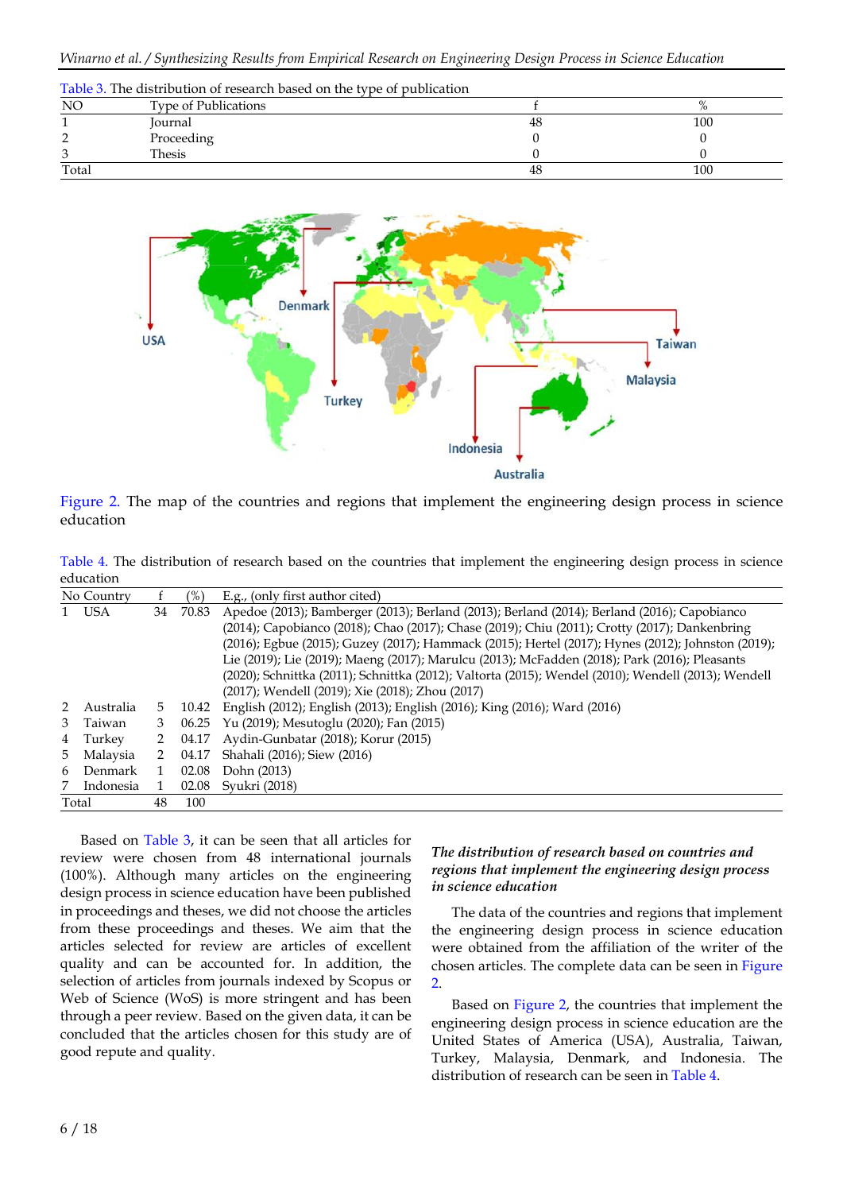Table 3. The distribution of research based on the type of publication

| NO | Type of Publications | f | % |
|---|---|---|---|
| 1 | Journal | 48 | 100 |
| 2 | Proceeding | 0 | 0 |
| 3 | Thesis | 0 | 0 |
| Total | | 48 | 100 |

Figure 2. The map of the countries and regions that implement the engineering design process in science education

Table 4. The distribution of research based on the countries that implement the engineering design process in science education

| No | Country | f | (%) | E.g., (only first author cited) |
|---|---|---|---|---|
| 1 | USA | 34 | 70.83 | Apedoe (2013); Bamberger (2013); Berland (2013); Berland (2014); Berland (2016); Capobianco (2014); Capobianco (2018); Chao (2017); Chase (2019); Chiu (2011); Crotty (2017); Dankenbring (2016); Egbue (2015); Guzey (2017); Hammack (2015); Hertel (2017); Hynes (2012); Johnston (2019); Lie (2019); Lie (2019); Maeng (2017); Marulcu (2013); McFadden (2018); Park (2016); Pleasants (2020); Schnittka (2011); Schnittka (2012); Valtorta (2015); Wendel (2010); Wendell (2013); Wendell (2017); Wendell (2019); Xie (2018); Zhou (2017) |
| 2 | Australia | 5 | 10.42 | English (2012); English (2013); English (2016); King (2016); Ward (2016) |
| 3 | Taiwan | 3 | 06.25 | Yu (2019); Mesutoglu (2020); Fan (2015) |
| 4 | Turkey | 2 | 04.17 | Aydin-Gunbatar (2018); Korur (2015) |
| 5 | Malaysia | 2 | 04.17 | Shahali (2016); Siew (2016) |
| 6 | Denmark | 1 | 02.08 | Dohn (2013) |
| 7 | Indonesia | 1 | 02.08 | Syukri (2018) |
| Total | | 48 | 100 | |

Based on Table 3, it can be seen that all articles for review were chosen from 48 international journals (100%). Although many articles on the engineering design process in science education have been published in proceedings and theses, we did not choose the articles from these proceedings and theses. We aim that the articles selected for review are articles of excellent quality and can be accounted for. In addition, the selection of articles from journals indexed by Scopus or Web of Science (WoS) is more stringent and has been through a peer review. Based on the given data, it can be concluded that the articles chosen for this study are of good repute and quality.

***The distribution of research based on countries and regions that implement the engineering design process in science education***

The data of the countries and regions that implement the engineering design process in science education were obtained from the affiliation of the writer of the chosen articles. The complete data can be seen in Figure 2.

Based on Figure 2, the countries that implement the engineering design process in science education are the United States of America (USA), Australia, Taiwan, Turkey, Malaysia, Denmark, and Indonesia. The distribution of research can be seen in Table 4.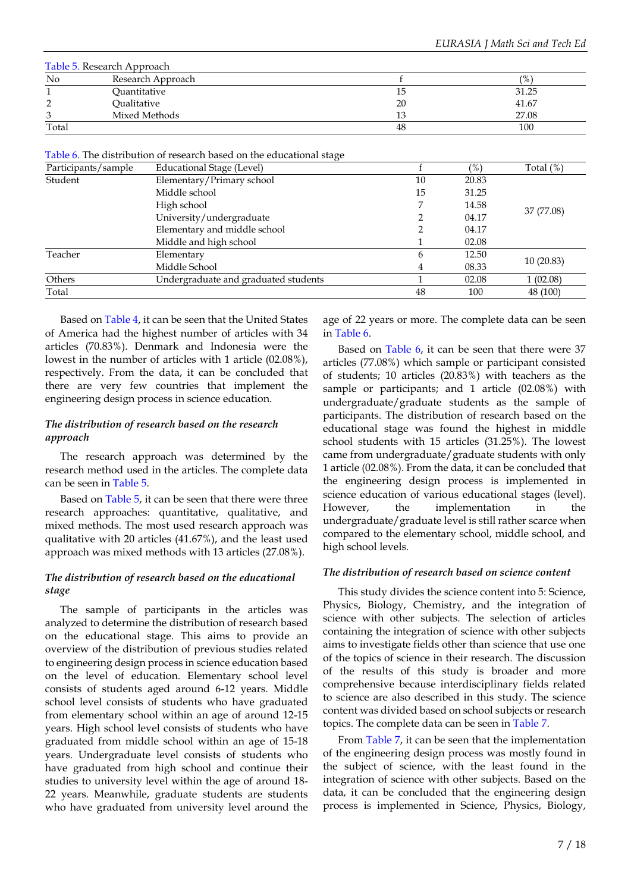Table 5. Research Approach

| No | Research Approach | f | (%) |
|---|---|---|---|
| 1 | Quantitative | 15 | 31.25 |
| 2 | Qualitative | 20 | 41.67 |
| 3 | Mixed Methods | 13 | 27.08 |
| Total | | 48 | 100 |

Table 6. The distribution of research based on the educational stage

| Participants/sample | Educational Stage (Level) | f | (%) | Total (%) |
|---|---|---|---|---|
| Student | Elementary/Primary school | 10 | 20.83 | 37 (77.08) |
| | Middle school | 15 | 31.25 | |
| | High school | 7 | 14.58 | |
| | University/undergraduate | 2 | 04.17 | |
| | Elementary and middle school | 2 | 04.17 | |
| | Middle and high school | 1 | 02.08 | |
| Teacher | Elementary | 6 | 12.50 | 10 (20.83) |
| | Middle School | 4 | 08.33 | |
| Others | Undergraduate and graduated students | 1 | 02.08 | 1 (02.08) |
| Total | | 48 | 100 | 48 (100) |

Based on Table 4, it can be seen that the United States of America had the highest number of articles with 34 articles (70.83%). Denmark and Indonesia were the lowest in the number of articles with 1 article (02.08%), respectively. From the data, it can be concluded that there are very few countries that implement the engineering design process in science education.

### *The distribution of research based on the research approach*

The research approach was determined by the research method used in the articles. The complete data can be seen in Table 5.

Based on Table 5, it can be seen that there were three research approaches: quantitative, qualitative, and mixed methods. The most used research approach was qualitative with 20 articles (41.67%), and the least used approach was mixed methods with 13 articles (27.08%).

### *The distribution of research based on the educational stage*

The sample of participants in the articles was analyzed to determine the distribution of research based on the educational stage. This aims to provide an overview of the distribution of previous studies related to engineering design process in science education based on the level of education. Elementary school level consists of students aged around 6-12 years. Middle school level consists of students who have graduated from elementary school within an age of around 12-15 years. High school level consists of students who have graduated from middle school within an age of 15-18 years. Undergraduate level consists of students who have graduated from high school and continue their studies to university level within the age of around 18-22 years. Meanwhile, graduate students are students who have graduated from university level around the age of 22 years or more. The complete data can be seen in Table 6.

Based on Table 6, it can be seen that there were 37 articles (77.08%) which sample or participant consisted of students; 10 articles (20.83%) with teachers as the sample or participants; and 1 article (02.08%) with undergraduate/graduate students as the sample of participants. The distribution of research based on the educational stage was found the highest in middle school students with 15 articles (31.25%). The lowest came from undergraduate/graduate students with only 1 article (02.08%). From the data, it can be concluded that the engineering design process is implemented in science education of various educational stages (level). However, the implementation in the undergraduate/graduate level is still rather scarce when compared to the elementary school, middle school, and high school levels.

### *The distribution of research based on science content*

This study divides the science content into 5: Science, Physics, Biology, Chemistry, and the integration of science with other subjects. The selection of articles containing the integration of science with other subjects aims to investigate fields other than science that use one of the topics of science in their research. The discussion of the results of this study is broader and more comprehensive because interdisciplinary fields related to science are also described in this study. The science content was divided based on school subjects or research topics. The complete data can be seen in Table 7.

From Table 7, it can be seen that the implementation of the engineering design process was mostly found in the subject of science, with the least found in the integration of science with other subjects. Based on the data, it can be concluded that the engineering design process is implemented in Science, Physics, Biology,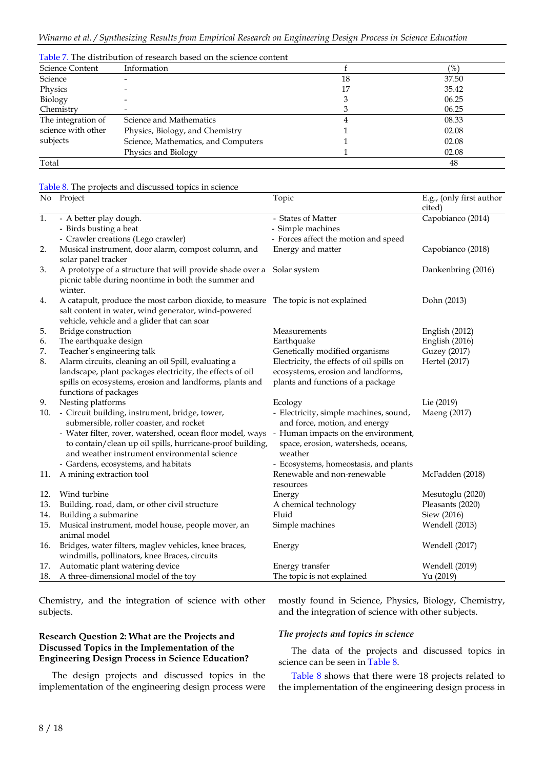Table 7. The distribution of research based on the science content

| Science Content | Information | f | (%) |
|---|---|---|---|
| Science | - | 18 | 37.50 |
| Physics | - | 17 | 35.42 |
| Biology | - | 3 | 06.25 |
| Chemistry | - | 3 | 06.25 |
| The integration of science with other subjects | Science and Mathematics | 4 | 08.33 |
| | Physics, Biology, and Chemistry | 1 | 02.08 |
| | Science, Mathematics, and Computers | 1 | 02.08 |
| | Physics and Biology | 1 | 02.08 |
| Total | | | 48 |

Table 8. The projects and discussed topics in science

| No | Project | Topic | E.g., (only first author cited) |
|---|---|---|---|
| 1. | - A better play dough.<br>- Birds busting a beat<br>- Crawler creations (Lego crawler) | - States of Matter<br>- Simple machines<br>- Forces affect the motion and speed | Capobianco (2014) |
| 2. | Musical instrument, door alarm, compost column, and solar panel tracker | Energy and matter | Capobianco (2018) |
| 3. | A prototype of a structure that will provide shade over a picnic table during noontime in both the summer and winter. | Solar system | Dankenbring (2016) |
| 4. | A catapult, produce the most carbon dioxide, to measure salt content in water, wind generator, wind-powered vehicle, vehicle and a glider that can soar | The topic is not explained | Dohn (2013) |
| 5. | Bridge construction | Measurements | English (2012) |
| 6. | The earthquake design | Earthquake | English (2016) |
| 7. | Teacher's engineering talk | Genetically modified organisms | Guzey (2017) |
| 8. | Alarm circuits, cleaning an oil Spill, evaluating a landscape, plant packages electricity, the effects of oil spills on ecosystems, erosion and landforms, plants and functions of packages | Electricity, the effects of oil spills on ecosystems, erosion and landforms, plants and functions of a package | Hertel (2017) |
| 9. | Nesting platforms | Ecology | Lie (2019) |
| 10. | - Circuit building, instrument, bridge, tower, submersible, roller coaster, and rocket<br>- Water filter, rover, watershed, ocean floor model, ways to contain/clean up oil spills, hurricane-proof building, and weather instrument environmental science<br>- Gardens, ecosystems, and habitats | - Electricity, simple machines, sound, and force, motion, and energy<br>- Human impacts on the environment, space, erosion, watersheds, oceans, weather<br>- Ecosystems, homeostasis, and plants | Maeng (2017) |
| 11. | A mining extraction tool | Renewable and non-renewable resources | McFadden (2018) |
| 12. | Wind turbine | Energy | Mesutoglu (2020) |
| 13. | Building, road, dam, or other civil structure | A chemical technology | Pleasants (2020) |
| 14. | Building a submarine | Fluid | Siew (2016) |
| 15. | Musical instrument, model house, people mover, an animal model | Simple machines | Wendell (2013) |
| 16. | Bridges, water filters, maglev vehicles, knee braces, windmills, pollinators, knee Braces, circuits | Energy | Wendell (2017) |
| 17. | Automatic plant watering device | Energy transfer | Wendell (2019) |
| 18. | A three-dimensional model of the toy | The topic is not explained | Yu (2019) |

Chemistry, and the integration of science with other subjects.

**Research Question 2: What are the Projects and Discussed Topics in the Implementation of the Engineering Design Process in Science Education?**

The design projects and discussed topics in the implementation of the engineering design process were mostly found in Science, Physics, Biology, Chemistry, and the integration of science with other subjects.

### *The projects and topics in science*

The data of the projects and discussed topics in science can be seen in Table 8.

Table 8 shows that there were 18 projects related to the implementation of the engineering design process in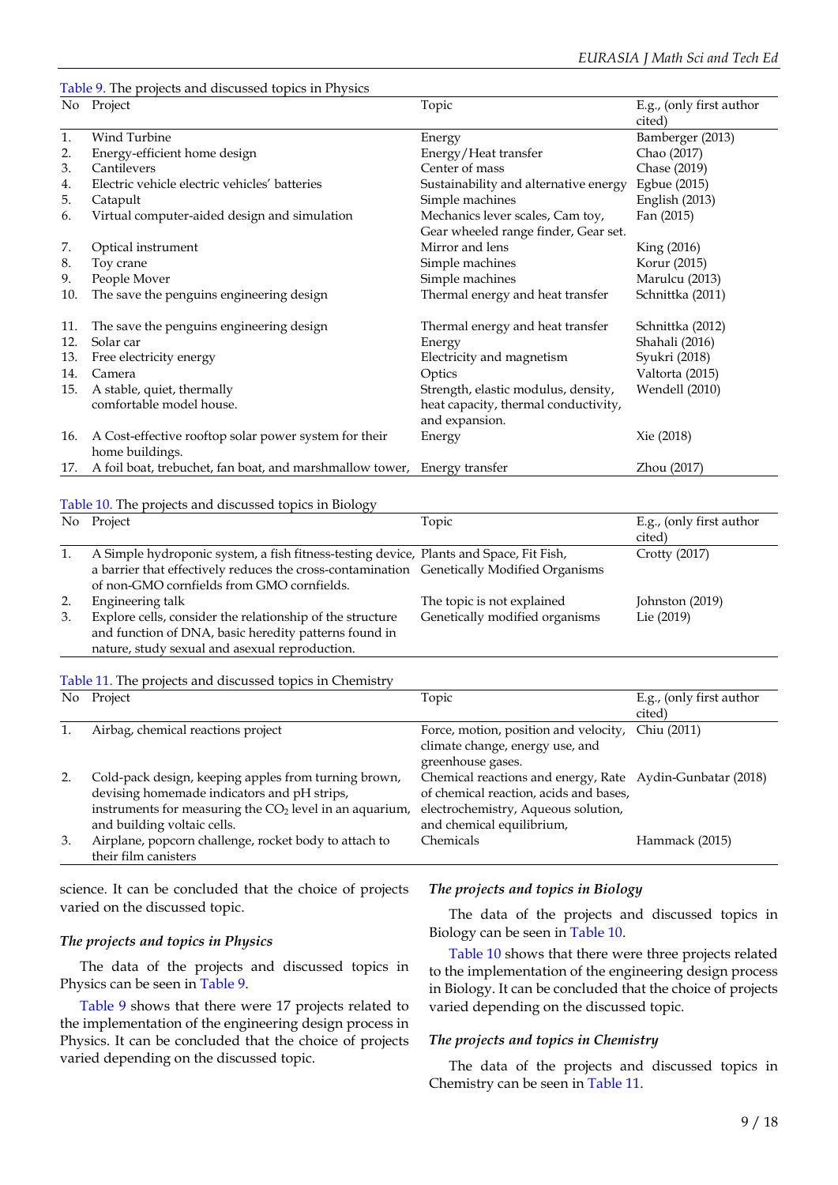Table 9. The projects and discussed topics in Physics

| No | Project | Topic | E.g., (only first author cited) |
|---|---|---|---|
| 1. | Wind Turbine | Energy | Bamberger (2013) |
| 2. | Energy-efficient home design | Energy/Heat transfer | Chao (2017) |
| 3. | Cantilevers | Center of mass | Chase (2019) |
| 4. | Electric vehicle electric vehicles' batteries | Sustainability and alternative energy | Egbue (2015) |
| 5. | Catapult | Simple machines | English (2013) |
| 6. | Virtual computer-aided design and simulation | Mechanics lever scales, Cam toy, Gear wheeled range finder, Gear set. | Fan (2015) |
| 7. | Optical instrument | Mirror and lens | King (2016) |
| 8. | Toy crane | Simple machines | Korur (2015) |
| 9. | People Mover | Simple machines | Marulcu (2013) |
| 10. | The save the penguins engineering design | Thermal energy and heat transfer | Schnittka (2011) |
| 11. | The save the penguins engineering design | Thermal energy and heat transfer | Schnittka (2012) |
| 12. | Solar car | Energy | Shahali (2016) |
| 13. | Free electricity energy | Electricity and magnetism | Syukri (2018) |
| 14. | Camera | Optics | Valtorta (2015) |
| 15. | A stable, quiet, thermally comfortable model house. | Strength, elastic modulus, density, heat capacity, thermal conductivity, and expansion. | Wendell (2010) |
| 16. | A Cost-effective rooftop solar power system for their home buildings. | Energy | Xie (2018) |
| 17. | A foil boat, trebuchet, fan boat, and marshmallow tower, | Energy transfer | Zhou (2017) |

Table 10. The projects and discussed topics in Biology

| No | Project | Topic | E.g., (only first author cited) |
|---|---|---|---|
| 1. | A Simple hydroponic system, a fish fitness-testing device, a barrier that effectively reduces the cross-contamination of non-GMO cornfields from GMO cornfields. | Plants and Space, Fit Fish, Genetically Modified Organisms | Crotty (2017) |
| 2. | Engineering talk | The topic is not explained | Johnston (2019) |
| 3. | Explore cells, consider the relationship of the structure and function of DNA, basic heredity patterns found in nature, study sexual and asexual reproduction. | Genetically modified organisms | Lie (2019) |

Table 11. The projects and discussed topics in Chemistry

| No | Project | Topic | E.g., (only first author cited) |
|---|---|---|---|
| 1. | Airbag, chemical reactions project | Force, motion, position and velocity, climate change, energy use, and greenhouse gases. | Chiu (2011) |
| 2. | Cold-pack design, keeping apples from turning brown, devising homemade indicators and pH strips, instruments for measuring the $CO_2$ level in an aquarium, and building voltaic cells. | Chemical reactions and energy, Rate of chemical reaction, acids and bases, electrochemistry, Aqueous solution, and chemical equilibrium, | Aydin-Gunbatar (2018) |
| 3. | Airplane, popcorn challenge, rocket body to attach to their film canisters | Chemicals | Hammack (2015) |

science. It can be concluded that the choice of projects varied on the discussed topic.

### *The projects and topics in Physics*

The data of the projects and discussed topics in Physics can be seen in Table 9.

Table 9 shows that there were 17 projects related to the implementation of the engineering design process in Physics. It can be concluded that the choice of projects varied depending on the discussed topic.

### *The projects and topics in Biology*

The data of the projects and discussed topics in Biology can be seen in Table 10.

Table 10 shows that there were three projects related to the implementation of the engineering design process in Biology. It can be concluded that the choice of projects varied depending on the discussed topic.

### *The projects and topics in Chemistry*

The data of the projects and discussed topics in Chemistry can be seen in Table 11.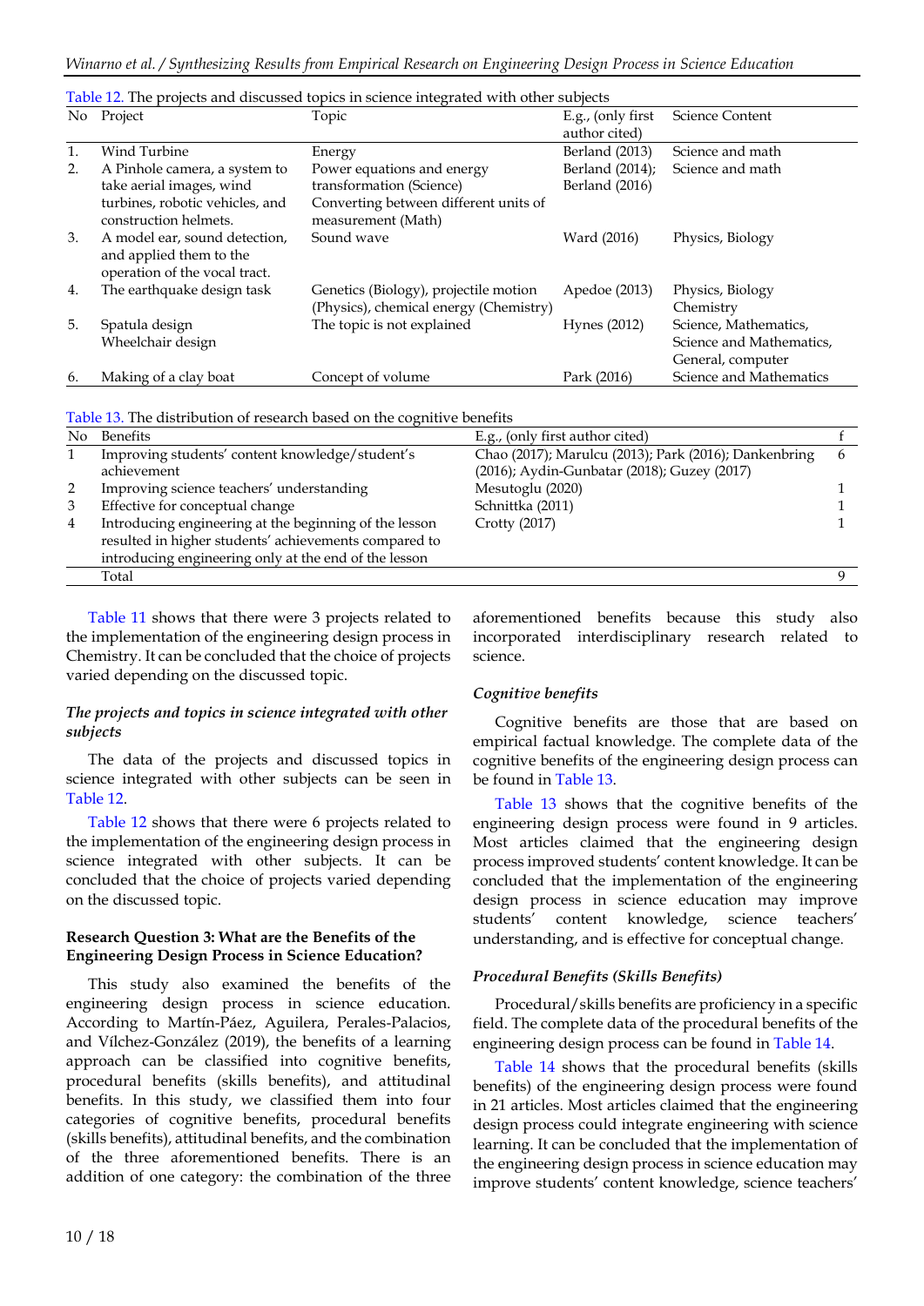Table 12. The projects and discussed topics in science integrated with other subjects

| No | Project | Topic | E.g., (only first author cited) | Science Content |
|---|---|---|---|---|
| 1. | Wind Turbine | Energy | Berland (2013) | Science and math |
| 2. | A Pinhole camera, a system to take aerial images, wind turbines, robotic vehicles, and construction helmets. | Power equations and energy transformation (Science) Converting between different units of measurement (Math) | Berland (2014); Berland (2016) | Science and math |
| 3. | A model ear, sound detection, and applied them to the operation of the vocal tract. | Sound wave | Ward (2016) | Physics, Biology |
| 4. | The earthquake design task | Genetics (Biology), projectile motion (Physics), chemical energy (Chemistry) | Apedoe (2013) | Physics, Biology Chemistry |
| 5. | Spatula design Wheelchair design | The topic is not explained | Hynes (2012) | Science, Mathematics, Science and Mathematics, General, computer |
| 6. | Making of a clay boat | Concept of volume | Park (2016) | Science and Mathematics |

Table 13. The distribution of research based on the cognitive benefits

| No | Benefits | E.g., (only first author cited) | f |
|---|---|---|---|
| 1 | Improving students' content knowledge/student's achievement | Chao (2017); Marulcu (2013); Park (2016); Dankenbring (2016); Aydin-Gunbatar (2018); Guzey (2017) | 6 |
| 2 | Improving science teachers' understanding | Mesutoglu (2020) | 1 |
| 3 | Effective for conceptual change | Schnittka (2011) | 1 |
| 4 | Introducing engineering at the beginning of the lesson resulted in higher students' achievements compared to introducing engineering only at the end of the lesson | Crotty (2017) | 1 |
| | Total | | 9 |

Table 11 shows that there were 3 projects related to the implementation of the engineering design process in Chemistry. It can be concluded that the choice of projects varied depending on the discussed topic.

*The projects and topics in science integrated with other subjects*

The data of the projects and discussed topics in science integrated with other subjects can be seen in Table 12.

Table 12 shows that there were 6 projects related to the implementation of the engineering design process in science integrated with other subjects. It can be concluded that the choice of projects varied depending on the discussed topic.

**Research Question 3: What are the Benefits of the Engineering Design Process in Science Education?**

This study also examined the benefits of the engineering design process in science education. According to Martín-Páez, Aguilera, Perales-Palacios, and Vílchez-González (2019), the benefits of a learning approach can be classified into cognitive benefits, procedural benefits (skills benefits), and attitudinal benefits. In this study, we classified them into four categories of cognitive benefits, procedural benefits (skills benefits), attitudinal benefits, and the combination of the three aforementioned benefits. There is an addition of one category: the combination of the three aforementioned benefits because this study also incorporated interdisciplinary research related to science.

*Cognitive benefits*

Cognitive benefits are those that are based on empirical factual knowledge. The complete data of the cognitive benefits of the engineering design process can be found in Table 13.

Table 13 shows that the cognitive benefits of the engineering design process were found in 9 articles. Most articles claimed that the engineering design process improved students' content knowledge. It can be concluded that the implementation of the engineering design process in science education may improve students' content knowledge, science teachers' understanding, and is effective for conceptual change.

*Procedural Benefits (Skills Benefits)*

Procedural/skills benefits are proficiency in a specific field. The complete data of the procedural benefits of the engineering design process can be found in Table 14.

Table 14 shows that the procedural benefits (skills benefits) of the engineering design process were found in 21 articles. Most articles claimed that the engineering design process could integrate engineering with science learning. It can be concluded that the implementation of the engineering design process in science education may improve students' content knowledge, science teachers'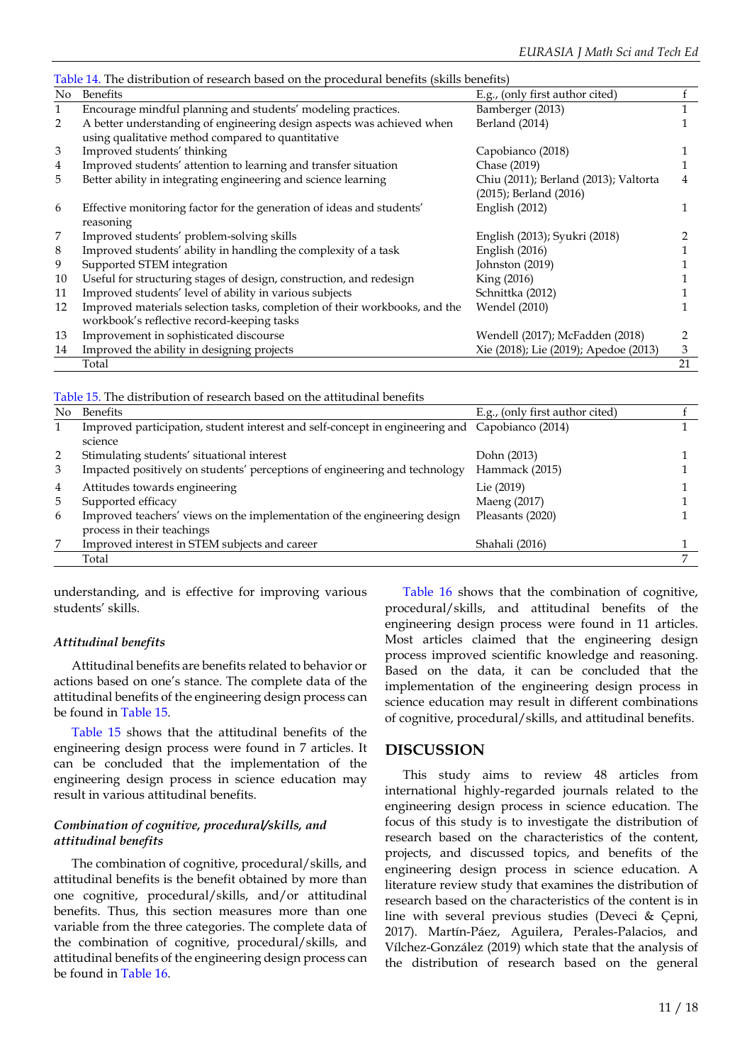Table 14. The distribution of research based on the procedural benefits (skills benefits)

| No | Benefits | E.g., (only first author cited) | f |
|---|---|---|---|
| 1 | Encourage mindful planning and students' modeling practices. | Bamberger (2013) | 1 |
| 2 | A better understanding of engineering design aspects was achieved when using qualitative method compared to quantitative | Berland (2014) | 1 |
| 3 | Improved students' thinking | Capobianco (2018) | 1 |
| 4 | Improved students' attention to learning and transfer situation | Chase (2019) | 1 |
| 5 | Better ability in integrating engineering and science learning | Chiu (2011); Berland (2013); Valtorta (2015); Berland (2016) | 4 |
| 6 | Effective monitoring factor for the generation of ideas and students' reasoning | English (2012) | 1 |
| 7 | Improved students' problem-solving skills | English (2013); Syukri (2018) | 2 |
| 8 | Improved students' ability in handling the complexity of a task | English (2016) | 1 |
| 9 | Supported STEM integration | Johnston (2019) | 1 |
| 10 | Useful for structuring stages of design, construction, and redesign | King (2016) | 1 |
| 11 | Improved students' level of ability in various subjects | Schnittka (2012) | 1 |
| 12 | Improved materials selection tasks, completion of their workbooks, and the workbook's reflective record-keeping tasks | Wendel (2010) | 1 |
| 13 | Improvement in sophisticated discourse | Wendell (2017); McFadden (2018) | 2 |
| 14 | Improved the ability in designing projects | Xie (2018); Lie (2019); Apedoe (2013) | 3 |
| | Total | | 21 |

Table 15. The distribution of research based on the attitudinal benefits

| No | Benefits | E.g., (only first author cited) | f |
|---|---|---|---|
| 1 | Improved participation, student interest and self-concept in engineering and science | Capobianco (2014) | 1 |
| 2 | Stimulating students' situational interest | Dohn (2013) | 1 |
| 3 | Impacted positively on students' perceptions of engineering and technology | Hammack (2015) | 1 |
| 4 | Attitudes towards engineering | Lie (2019) | 1 |
| 5 | Supported efficacy | Maeng (2017) | 1 |
| 6 | Improved teachers' views on the implementation of the engineering design process in their teachings | Pleasants (2020) | 1 |
| 7 | Improved interest in STEM subjects and career | Shahali (2016) | 1 |
| | Total | | 7 |

understanding, and is effective for improving various students' skills.

### *Attitudinal benefits*

Attitudinal benefits are benefits related to behavior or actions based on one's stance. The complete data of the attitudinal benefits of the engineering design process can be found in Table 15.

Table 15 shows that the attitudinal benefits of the engineering design process were found in 7 articles. It can be concluded that the implementation of the engineering design process in science education may result in various attitudinal benefits.

### *Combination of cognitive, procedural/skills, and attitudinal benefits*

The combination of cognitive, procedural/skills, and attitudinal benefits is the benefit obtained by more than one cognitive, procedural/skills, and/or attitudinal benefits. Thus, this section measures more than one variable from the three categories. The complete data of the combination of cognitive, procedural/skills, and attitudinal benefits of the engineering design process can be found in Table 16.

Table 16 shows that the combination of cognitive, procedural/skills, and attitudinal benefits of the engineering design process were found in 11 articles. Most articles claimed that the engineering design process improved scientific knowledge and reasoning. Based on the data, it can be concluded that the implementation of the engineering design process in science education may result in different combinations of cognitive, procedural/skills, and attitudinal benefits.

## DISCUSSION

This study aims to review 48 articles from international highly-regarded journals related to the engineering design process in science education. The focus of this study is to investigate the distribution of research based on the characteristics of the content, projects, and discussed topics, and benefits of the engineering design process in science education. A literature review study that examines the distribution of research based on the characteristics of the content is in line with several previous studies (Deveci & Çepni, 2017). Martín-Páez, Aguilera, Perales-Palacios, and Vílchez-González (2019) which state that the analysis of the distribution of research based on the general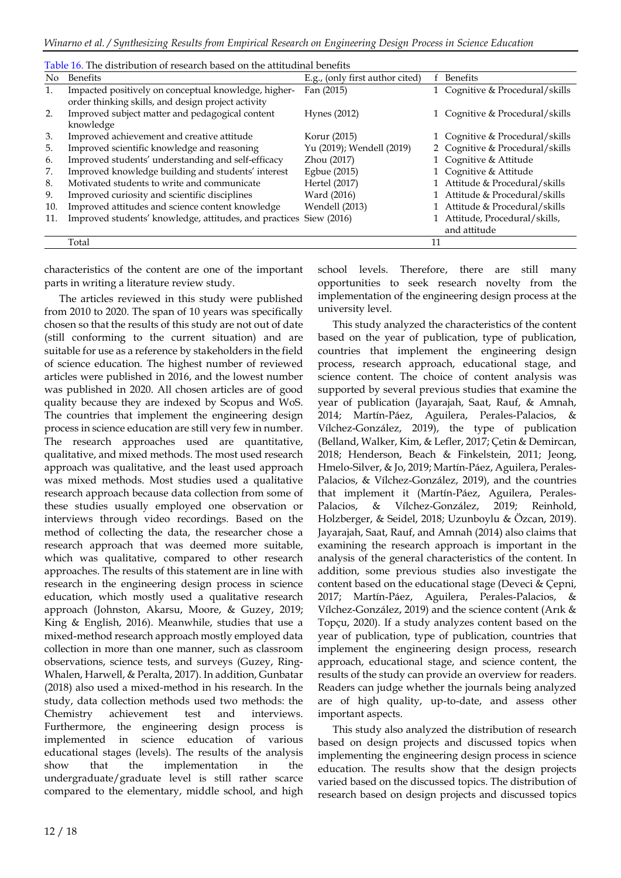Table 16. The distribution of research based on the attitudinal benefits

| No | Benefits | E.g., (only first author cited) | f | Benefits |
|---|---|---|---|---|
| 1. | Impacted positively on conceptual knowledge, higher-order thinking skills, and design project activity | Fan (2015) | 1 | Cognitive & Procedural/skills |
| 2. | Improved subject matter and pedagogical content knowledge | Hynes (2012) | 1 | Cognitive & Procedural/skills |
| 3. | Improved achievement and creative attitude | Korur (2015) | 1 | Cognitive & Procedural/skills |
| 5. | Improved scientific knowledge and reasoning | Yu (2019); Wendell (2019) | 2 | Cognitive & Procedural/skills |
| 6. | Improved students' understanding and self-efficacy | Zhou (2017) | 1 | Cognitive & Attitude |
| 7. | Improved knowledge building and students' interest | Egbue (2015) | 1 | Cognitive & Attitude |
| 8. | Motivated students to write and communicate | Hertel (2017) | 1 | Attitude & Procedural/skills |
| 9. | Improved curiosity and scientific disciplines | Ward (2016) | 1 | Attitude & Procedural/skills |
| 10. | Improved attitudes and science content knowledge | Wendell (2013) | 1 | Attitude & Procedural/skills |
| 11. | Improved students' knowledge, attitudes, and practices | Siew (2016) | 1 | Attitude, Procedural/skills, and attitude |
| | Total | | 11 | |

characteristics of the content are one of the important parts in writing a literature review study.

The articles reviewed in this study were published from 2010 to 2020. The span of 10 years was specifically chosen so that the results of this study are not out of date (still conforming to the current situation) and are suitable for use as a reference by stakeholders in the field of science education. The highest number of reviewed articles were published in 2016, and the lowest number was published in 2020. All chosen articles are of good quality because they are indexed by Scopus and WoS. The countries that implement the engineering design process in science education are still very few in number. The research approaches used are quantitative, qualitative, and mixed methods. The most used research approach was qualitative, and the least used approach was mixed methods. Most studies used a qualitative research approach because data collection from some of these studies usually employed one observation or interviews through video recordings. Based on the method of collecting the data, the researcher chose a research approach that was deemed more suitable, which was qualitative, compared to other research approaches. The results of this statement are in line with research in the engineering design process in science education, which mostly used a qualitative research approach (Johnston, Akarsu, Moore, & Guzey, 2019; King & English, 2016). Meanwhile, studies that use a mixed-method research approach mostly employed data collection in more than one manner, such as classroom observations, science tests, and surveys (Guzey, Ring-Whalen, Harwell, & Peralta, 2017). In addition, Gunbatar (2018) also used a mixed-method in his research. In the study, data collection methods used two methods: the Chemistry achievement test and interviews. Furthermore, the engineering design process is implemented in science education of various educational stages (levels). The results of the analysis show that the implementation in the undergraduate/graduate level is still rather scarce compared to the elementary, middle school, and high school levels. Therefore, there are still many opportunities to seek research novelty from the implementation of the engineering design process at the university level.

This study analyzed the characteristics of the content based on the year of publication, type of publication, countries that implement the engineering design process, research approach, educational stage, and science content. The choice of content analysis was supported by several previous studies that examine the year of publication (Jayarajah, Saat, Rauf, & Amnah, 2014; Martín-Páez, Aguilera, Perales-Palacios, & Vílchez-González, 2019), the type of publication (Belland, Walker, Kim, & Lefler, 2017; Çetin & Demircan, 2018; Henderson, Beach & Finkelstein, 2011; Jeong, Hmelo-Silver, & Jo, 2019; Martín-Páez, Aguilera, Perales-Palacios, & Vílchez-González, 2019), and the countries that implement it (Martín-Páez, Aguilera, Perales-Palacios, & Vílchez-González, 2019; Reinhold, Holzberger, & Seidel, 2018; Uzunboylu & Özcan, 2019). Jayarajah, Saat, Rauf, and Amnah (2014) also claims that examining the research approach is important in the analysis of the general characteristics of the content. In addition, some previous studies also investigate the content based on the educational stage (Deveci & Çepni, 2017; Martín-Páez, Aguilera, Perales-Palacios, & Vílchez-González, 2019) and the science content (Arık & Topçu, 2020). If a study analyzes content based on the year of publication, type of publication, countries that implement the engineering design process, research approach, educational stage, and science content, the results of the study can provide an overview for readers. Readers can judge whether the journals being analyzed are of high quality, up-to-date, and assess other important aspects.

This study also analyzed the distribution of research based on design projects and discussed topics when implementing the engineering design process in science education. The results show that the design projects varied based on the discussed topics. The distribution of research based on design projects and discussed topics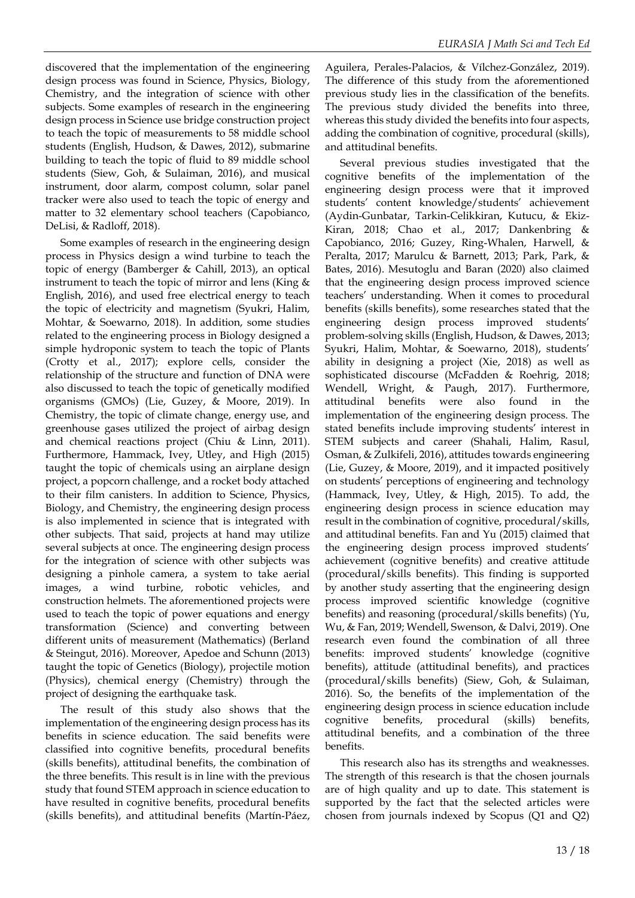discovered that the implementation of the engineering design process was found in Science, Physics, Biology, Chemistry, and the integration of science with other subjects. Some examples of research in the engineering design process in Science use bridge construction project to teach the topic of measurements to 58 middle school students (English, Hudson, & Dawes, 2012), submarine building to teach the topic of fluid to 89 middle school students (Siew, Goh, & Sulaiman, 2016), and musical instrument, door alarm, compost column, solar panel tracker were also used to teach the topic of energy and matter to 32 elementary school teachers (Capobianco, DeLisi, & Radloff, 2018).

Some examples of research in the engineering design process in Physics design a wind turbine to teach the topic of energy (Bamberger & Cahill, 2013), an optical instrument to teach the topic of mirror and lens (King & English, 2016), and used free electrical energy to teach the topic of electricity and magnetism (Syukri, Halim, Mohtar, & Soewarno, 2018). In addition, some studies related to the engineering process in Biology designed a simple hydroponic system to teach the topic of Plants (Crotty et al., 2017); explore cells, consider the relationship of the structure and function of DNA were also discussed to teach the topic of genetically modified organisms (GMOs) (Lie, Guzey, & Moore, 2019). In Chemistry, the topic of climate change, energy use, and greenhouse gases utilized the project of airbag design and chemical reactions project (Chiu & Linn, 2011). Furthermore, Hammack, Ivey, Utley, and High (2015) taught the topic of chemicals using an airplane design project, a popcorn challenge, and a rocket body attached to their film canisters. In addition to Science, Physics, Biology, and Chemistry, the engineering design process is also implemented in science that is integrated with other subjects. That said, projects at hand may utilize several subjects at once. The engineering design process for the integration of science with other subjects was designing a pinhole camera, a system to take aerial images, a wind turbine, robotic vehicles, and construction helmets. The aforementioned projects were used to teach the topic of power equations and energy transformation (Science) and converting between different units of measurement (Mathematics) (Berland & Steingut, 2016). Moreover, Apedoe and Schunn (2013) taught the topic of Genetics (Biology), projectile motion (Physics), chemical energy (Chemistry) through the project of designing the earthquake task.

The result of this study also shows that the implementation of the engineering design process has its benefits in science education. The said benefits were classified into cognitive benefits, procedural benefits (skills benefits), attitudinal benefits, the combination of the three benefits. This result is in line with the previous study that found STEM approach in science education to have resulted in cognitive benefits, procedural benefits (skills benefits), and attitudinal benefits (Martín-Páez, Aguilera, Perales-Palacios, & Vílchez-González, 2019). The difference of this study from the aforementioned previous study lies in the classification of the benefits. The previous study divided the benefits into three, whereas this study divided the benefits into four aspects, adding the combination of cognitive, procedural (skills), and attitudinal benefits.

Several previous studies investigated that the cognitive benefits of the implementation of the engineering design process were that it improved students' content knowledge/students' achievement (Aydin-Gunbatar, Tarkin-Celikkiran, Kutucu, & Ekiz-Kiran, 2018; Chao et al., 2017; Dankenbring & Capobianco, 2016; Guzey, Ring-Whalen, Harwell, & Peralta, 2017; Marulcu & Barnett, 2013; Park, Park, & Bates, 2016). Mesutoglu and Baran (2020) also claimed that the engineering design process improved science teachers' understanding. When it comes to procedural benefits (skills benefits), some researches stated that the engineering design process improved students' problem-solving skills (English, Hudson, & Dawes, 2013; Syukri, Halim, Mohtar, & Soewarno, 2018), students' ability in designing a project (Xie, 2018) as well as sophisticated discourse (McFadden & Roehrig, 2018; Wendell, Wright, & Paugh, 2017). Furthermore, attitudinal benefits were also found in the implementation of the engineering design process. The stated benefits include improving students' interest in STEM subjects and career (Shahali, Halim, Rasul, Osman, & Zulkifeli, 2016), attitudes towards engineering (Lie, Guzey, & Moore, 2019), and it impacted positively on students' perceptions of engineering and technology (Hammack, Ivey, Utley, & High, 2015). To add, the engineering design process in science education may result in the combination of cognitive, procedural/skills, and attitudinal benefits. Fan and Yu (2015) claimed that the engineering design process improved students' achievement (cognitive benefits) and creative attitude (procedural/skills benefits). This finding is supported by another study asserting that the engineering design process improved scientific knowledge (cognitive benefits) and reasoning (procedural/skills benefits) (Yu, Wu, & Fan, 2019; Wendell, Swenson, & Dalvi, 2019). One research even found the combination of all three benefits: improved students' knowledge (cognitive benefits), attitude (attitudinal benefits), and practices (procedural/skills benefits) (Siew, Goh, & Sulaiman, 2016). So, the benefits of the implementation of the engineering design process in science education include cognitive benefits, procedural (skills) benefits, attitudinal benefits, and a combination of the three benefits.

This research also has its strengths and weaknesses. The strength of this research is that the chosen journals are of high quality and up to date. This statement is supported by the fact that the selected articles were chosen from journals indexed by Scopus (Q1 and Q2)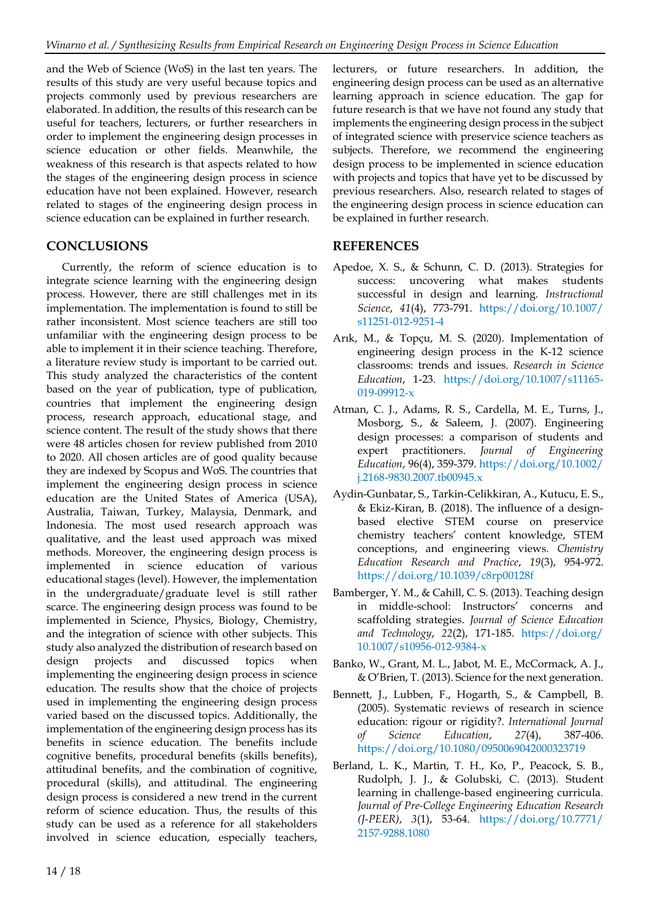and the Web of Science (WoS) in the last ten years. The results of this study are very useful because topics and projects commonly used by previous researchers are elaborated. In addition, the results of this research can be useful for teachers, lecturers, or further researchers in order to implement the engineering design processes in science education or other fields. Meanwhile, the weakness of this research is that aspects related to how the stages of the engineering design process in science education have not been explained. However, research related to stages of the engineering design process in science education can be explained in further research.

## CONCLUSIONS

Currently, the reform of science education is to integrate science learning with the engineering design process. However, there are still challenges met in its implementation. The implementation is found to still be rather inconsistent. Most science teachers are still too unfamiliar with the engineering design process to be able to implement it in their science teaching. Therefore, a literature review study is important to be carried out. This study analyzed the characteristics of the content based on the year of publication, type of publication, countries that implement the engineering design process, research approach, educational stage, and science content. The result of the study shows that there were 48 articles chosen for review published from 2010 to 2020. All chosen articles are of good quality because they are indexed by Scopus and WoS. The countries that implement the engineering design process in science education are the United States of America (USA), Australia, Taiwan, Turkey, Malaysia, Denmark, and Indonesia. The most used research approach was qualitative, and the least used approach was mixed methods. Moreover, the engineering design process is implemented in science education of various educational stages (level). However, the implementation in the undergraduate/graduate level is still rather scarce. The engineering design process was found to be implemented in Science, Physics, Biology, Chemistry, and the integration of science with other subjects. This study also analyzed the distribution of research based on design projects and discussed topics when implementing the engineering design process in science education. The results show that the choice of projects used in implementing the engineering design process varied based on the discussed topics. Additionally, the implementation of the engineering design process has its benefits in science education. The benefits include cognitive benefits, procedural benefits (skills benefits), attitudinal benefits, and the combination of cognitive, procedural (skills), and attitudinal. The engineering design process is considered a new trend in the current reform of science education. Thus, the results of this study can be used as a reference for all stakeholders involved in science education, especially teachers, lecturers, or future researchers. In addition, the engineering design process can be used as an alternative learning approach in science education. The gap for future research is that we have not found any study that implements the engineering design process in the subject of integrated science with preservice science teachers as subjects. Therefore, we recommend the engineering design process to be implemented in science education with projects and topics that have yet to be discussed by previous researchers. Also, research related to stages of the engineering design process in science education can be explained in further research.

## REFERENCES

Apedoe, X. S., & Schunn, C. D. (2013). Strategies for success: uncovering what makes students successful in design and learning. *Instructional Science*, *41*(4), 773-791. https://doi.org/10.1007/s11251-012-9251-4

Arık, M., & Topçu, M. S. (2020). Implementation of engineering design process in the K-12 science classrooms: trends and issues. *Research in Science Education*, 1-23. https://doi.org/10.1007/s11165-019-09912-x

Atman, C. J., Adams, R. S., Cardella, M. E., Turns, J., Mosborg, S., & Saleem, J. (2007). Engineering design processes: a comparison of students and expert practitioners. *Journal of Engineering Education*, 96(4), 359-379. https://doi.org/10.1002/j.2168-9830.2007.tb00945.x

Aydin-Gunbatar, S., Tarkin-Celikkiran, A., Kutucu, E. S., & Ekiz-Kiran, B. (2018). The influence of a design-based elective STEM course on preservice chemistry teachers' content knowledge, STEM conceptions, and engineering views. *Chemistry Education Research and Practice*, *19*(3), 954-972. https://doi.org/10.1039/c8rp00128f

Bamberger, Y. M., & Cahill, C. S. (2013). Teaching design in middle-school: Instructors' concerns and scaffolding strategies. *Journal of Science Education and Technology*, *22*(2), 171-185. https://doi.org/10.1007/s10956-012-9384-x

Banko, W., Grant, M. L., Jabot, M. E., McCormack, A. J., & O'Brien, T. (2013). Science for the next generation.

Bennett, J., Lubben, F., Hogarth, S., & Campbell, B. (2005). Systematic reviews of research in science education: rigour or rigidity?. *International Journal of Science Education*, *27*(4), 387-406. https://doi.org/10.1080/0950069042000323719

Berland, L. K., Martin, T. H., Ko, P., Peacock, S. B., Rudolph, J. J., & Golubski, C. (2013). Student learning in challenge-based engineering curricula. *Journal of Pre-College Engineering Education Research (J-PEER)*, *3*(1), 53-64. https://doi.org/10.7771/2157-9288.1080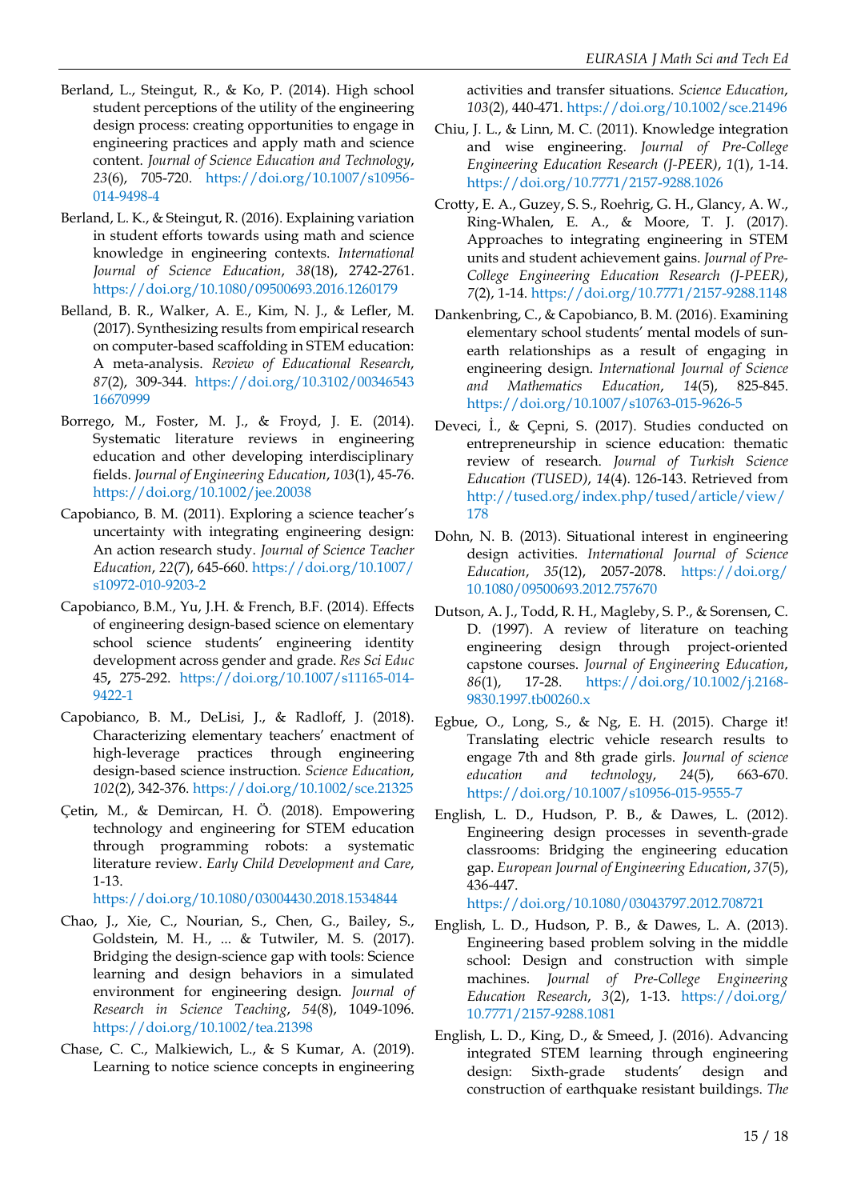Berland, L., Steingut, R., & Ko, P. (2014). High school student perceptions of the utility of the engineering design process: creating opportunities to engage in engineering practices and apply math and science content. *Journal of Science Education and Technology*, *23*(6), 705-720. https://doi.org/10.1007/s10956-014-9498-4

Berland, L. K., & Steingut, R. (2016). Explaining variation in student efforts towards using math and science knowledge in engineering contexts. *International Journal of Science Education*, *38*(18), 2742-2761. https://doi.org/10.1080/09500693.2016.1260179

Belland, B. R., Walker, A. E., Kim, N. J., & Lefler, M. (2017). Synthesizing results from empirical research on computer-based scaffolding in STEM education: A meta-analysis. *Review of Educational Research*, *87*(2), 309-344. https://doi.org/10.3102/0034654316670999

Borrego, M., Foster, M. J., & Froyd, J. E. (2014). Systematic literature reviews in engineering education and other developing interdisciplinary fields. *Journal of Engineering Education*, *103*(1), 45-76. https://doi.org/10.1002/jee.20038

Capobianco, B. M. (2011). Exploring a science teacher's uncertainty with integrating engineering design: An action research study. *Journal of Science Teacher Education*, *22*(7), 645-660. https://doi.org/10.1007/s10972-010-9203-2

Capobianco, B.M., Yu, J.H. & French, B.F. (2014). Effects of engineering design-based science on elementary school science students' engineering identity development across gender and grade. *Res Sci Educ* 45, 275-292. https://doi.org/10.1007/s11165-014-9422-1

Capobianco, B. M., DeLisi, J., & Radloff, J. (2018). Characterizing elementary teachers' enactment of high-leverage practices through engineering design-based science instruction. *Science Education*, *102*(2), 342-376. https://doi.org/10.1002/sce.21325

Çetin, M., & Demircan, H. Ö. (2018). Empowering technology and engineering for STEM education through programming robots: a systematic literature review. *Early Child Development and Care*, 1-13. https://doi.org/10.1080/03004430.2018.1534844

Chao, J., Xie, C., Nourian, S., Chen, G., Bailey, S., Goldstein, M. H., ... & Tutwiler, M. S. (2017). Bridging the design-science gap with tools: Science learning and design behaviors in a simulated environment for engineering design. *Journal of Research in Science Teaching*, *54*(8), 1049-1096. https://doi.org/10.1002/tea.21398

Chase, C. C., Malkiewich, L., & S Kumar, A. (2019). Learning to notice science concepts in engineering activities and transfer situations. *Science Education*, *103*(2), 440-471. https://doi.org/10.1002/sce.21496

Chiu, J. L., & Linn, M. C. (2011). Knowledge integration and wise engineering. *Journal of Pre-College Engineering Education Research (J-PEER)*, *1*(1), 1-14. https://doi.org/10.7771/2157-9288.1026

Crotty, E. A., Guzey, S. S., Roehrig, G. H., Glancy, A. W., Ring-Whalen, E. A., & Moore, T. J. (2017). Approaches to integrating engineering in STEM units and student achievement gains. *Journal of Pre-College Engineering Education Research (J-PEER)*, *7*(2), 1-14. https://doi.org/10.7771/2157-9288.1148

Dankenbring, C., & Capobianco, B. M. (2016). Examining elementary school students' mental models of sun-earth relationships as a result of engaging in engineering design. *International Journal of Science and Mathematics Education*, *14*(5), 825-845. https://doi.org/10.1007/s10763-015-9626-5

Deveci, İ., & Çepni, S. (2017). Studies conducted on entrepreneurship in science education: thematic review of research. *Journal of Turkish Science Education (TUSED)*, *14*(4). 126-143. Retrieved from http://tused.org/index.php/tused/article/view/178

Dohn, N. B. (2013). Situational interest in engineering design activities. *International Journal of Science Education*, *35*(12), 2057-2078. https://doi.org/10.1080/09500693.2012.757670

Dutson, A. J., Todd, R. H., Magleby, S. P., & Sorensen, C. D. (1997). A review of literature on teaching engineering design through project-oriented capstone courses. *Journal of Engineering Education*, *86*(1), 17-28. https://doi.org/10.1002/j.2168-9830.1997.tb00260.x

Egbue, O., Long, S., & Ng, E. H. (2015). Charge it! Translating electric vehicle research results to engage 7th and 8th grade girls. *Journal of science education and technology*, *24*(5), 663-670. https://doi.org/10.1007/s10956-015-9555-7

English, L. D., Hudson, P. B., & Dawes, L. (2012). Engineering design processes in seventh-grade classrooms: Bridging the engineering education gap. *European Journal of Engineering Education*, *37*(5), 436-447. https://doi.org/10.1080/03043797.2012.708721

English, L. D., Hudson, P. B., & Dawes, L. A. (2013). Engineering based problem solving in the middle school: Design and construction with simple machines. *Journal of Pre-College Engineering Education Research*, *3*(2), 1-13. https://doi.org/10.7771/2157-9288.1081

English, L. D., King, D., & Smeed, J. (2016). Advancing integrated STEM learning through engineering design: Sixth-grade students' design and construction of earthquake resistant buildings. *The*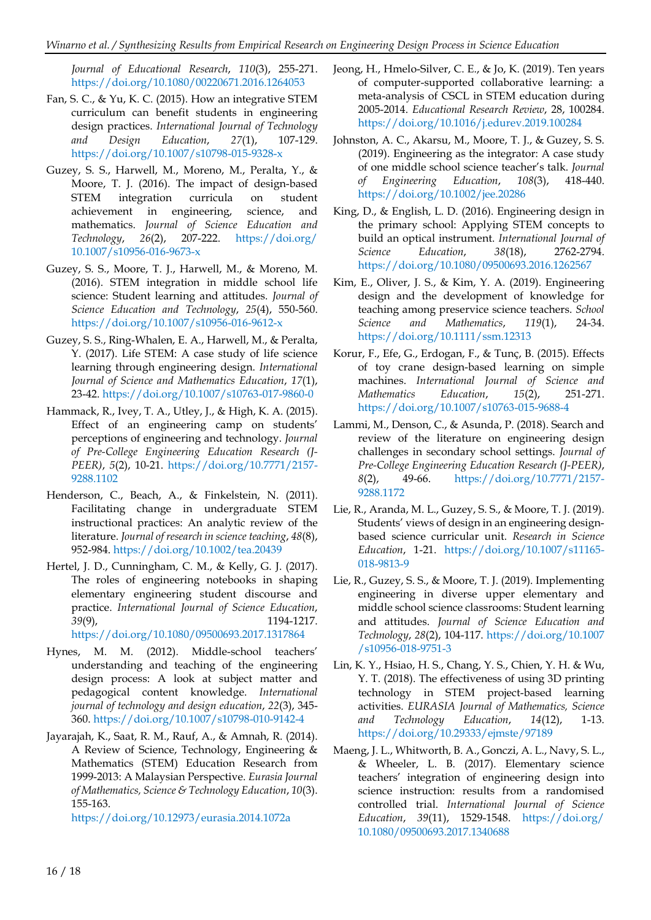Journal of Educational Research, *110*(3), 255-271. https://doi.org/10.1080/00220671.2016.1264053

Fan, S. C., & Yu, K. C. (2015). How an integrative STEM curriculum can benefit students in engineering design practices. *International Journal of Technology and Design Education*, *27*(1), 107-129. https://doi.org/10.1007/s10798-015-9328-x

Guzey, S. S., Harwell, M., Moreno, M., Peralta, Y., & Moore, T. J. (2016). The impact of design-based STEM integration curricula on student achievement in engineering, science, and mathematics. *Journal of Science Education and Technology*, *26*(2), 207-222. https://doi.org/10.1007/s10956-016-9673-x

Guzey, S. S., Moore, T. J., Harwell, M., & Moreno, M. (2016). STEM integration in middle school life science: Student learning and attitudes. *Journal of Science Education and Technology*, *25*(4), 550-560. https://doi.org/10.1007/s10956-016-9612-x

Guzey, S. S., Ring-Whalen, E. A., Harwell, M., & Peralta, Y. (2017). Life STEM: A case study of life science learning through engineering design. *International Journal of Science and Mathematics Education*, *17*(1), 23-42. https://doi.org/10.1007/s10763-017-9860-0

Hammack, R., Ivey, T. A., Utley, J., & High, K. A. (2015). Effect of an engineering camp on students' perceptions of engineering and technology. *Journal of Pre-College Engineering Education Research (J-PEER)*, *5*(2), 10-21. https://doi.org/10.7771/2157-9288.1102

Henderson, C., Beach, A., & Finkelstein, N. (2011). Facilitating change in undergraduate STEM instructional practices: An analytic review of the literature. *Journal of research in science teaching*, *48*(8), 952-984. https://doi.org/10.1002/tea.20439

Hertel, J. D., Cunningham, C. M., & Kelly, G. J. (2017). The roles of engineering notebooks in shaping elementary engineering student discourse and practice. *International Journal of Science Education*, *39*(9), 1194-1217. https://doi.org/10.1080/09500693.2017.1317864

Hynes, M. M. (2012). Middle-school teachers' understanding and teaching of the engineering design process: A look at subject matter and pedagogical content knowledge. *International journal of technology and design education*, *22*(3), 345-360. https://doi.org/10.1007/s10798-010-9142-4

Jayarajah, K., Saat, R. M., Rauf, A., & Amnah, R. (2014). A Review of Science, Technology, Engineering & Mathematics (STEM) Education Research from 1999-2013: A Malaysian Perspective. *Eurasia Journal of Mathematics, Science & Technology Education*, *10*(3). 155-163. https://doi.org/10.12973/eurasia.2014.1072a

Jeong, H., Hmelo-Silver, C. E., & Jo, K. (2019). Ten years of computer-supported collaborative learning: a meta-analysis of CSCL in STEM education during 2005-2014. *Educational Research Review*, 28, 100284. https://doi.org/10.1016/j.edurev.2019.100284

Johnston, A. C., Akarsu, M., Moore, T. J., & Guzey, S. S. (2019). Engineering as the integrator: A case study of one middle school science teacher's talk. *Journal of Engineering Education*, *108*(3), 418-440. https://doi.org/10.1002/jee.20286

King, D., & English, L. D. (2016). Engineering design in the primary school: Applying STEM concepts to build an optical instrument. *International Journal of Science Education*, *38*(18), 2762-2794. https://doi.org/10.1080/09500693.2016.1262567

Kim, E., Oliver, J. S., & Kim, Y. A. (2019). Engineering design and the development of knowledge for teaching among preservice science teachers. *School Science and Mathematics*, *119*(1), 24-34. https://doi.org/10.1111/ssm.12313

Korur, F., Efe, G., Erdogan, F., & Tunç, B. (2015). Effects of toy crane design-based learning on simple machines. *International Journal of Science and Mathematics Education*, *15*(2), 251-271. https://doi.org/10.1007/s10763-015-9688-4

Lammi, M., Denson, C., & Asunda, P. (2018). Search and review of the literature on engineering design challenges in secondary school settings. *Journal of Pre-College Engineering Education Research (J-PEER)*, *8*(2), 49-66. https://doi.org/10.7771/2157-9288.1172

Lie, R., Aranda, M. L., Guzey, S. S., & Moore, T. J. (2019). Students' views of design in an engineering design-based science curricular unit. *Research in Science Education*, 1-21. https://doi.org/10.1007/s11165-018-9813-9

Lie, R., Guzey, S. S., & Moore, T. J. (2019). Implementing engineering in diverse upper elementary and middle school science classrooms: Student learning and attitudes. *Journal of Science Education and Technology*, *28*(2), 104-117. https://doi.org/10.1007/s10956-018-9751-3

Lin, K. Y., Hsiao, H. S., Chang, Y. S., Chien, Y. H. & Wu, Y. T. (2018). The effectiveness of using 3D printing technology in STEM project-based learning activities. *EURASIA Journal of Mathematics, Science and Technology Education*, *14*(12), 1-13. https://doi.org/10.29333/ejmste/97189

Maeng, J. L., Whitworth, B. A., Gonczi, A. L., Navy, S. L., & Wheeler, L. B. (2017). Elementary science teachers' integration of engineering design into science instruction: results from a randomised controlled trial. *International Journal of Science Education*, *39*(11), 1529-1548. https://doi.org/10.1080/09500693.2017.1340688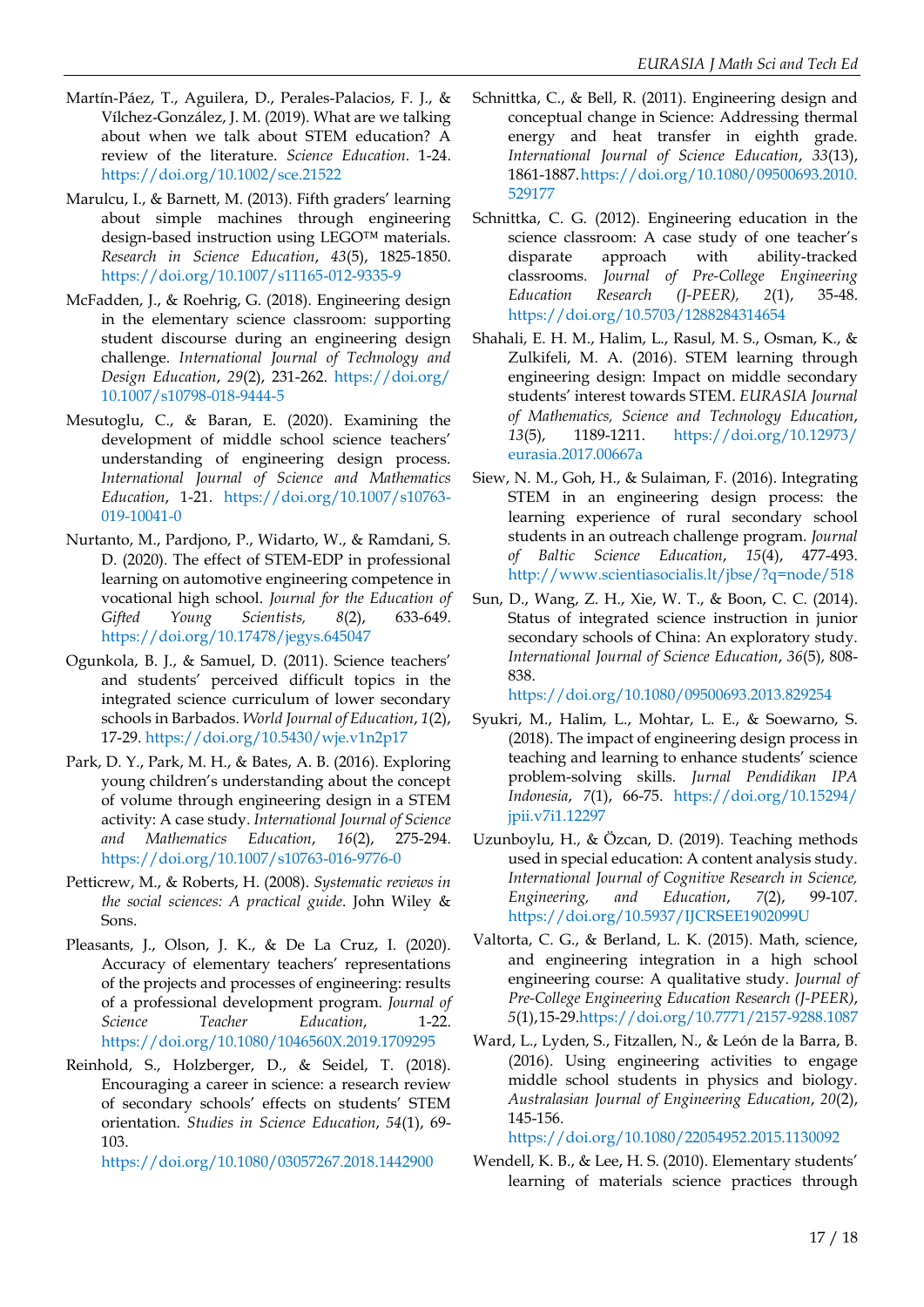Martín-Páez, T., Aguilera, D., Perales-Palacios, F. J., & Vílchez-González, J. M. (2019). What are we talking about when we talk about STEM education? A review of the literature. *Science Education*. 1-24. https://doi.org/10.1002/sce.21522

Marulcu, I., & Barnett, M. (2013). Fifth graders' learning about simple machines through engineering design-based instruction using LEGO™ materials. *Research in Science Education*, *43*(5), 1825-1850. https://doi.org/10.1007/s11165-012-9335-9

McFadden, J., & Roehrig, G. (2018). Engineering design in the elementary science classroom: supporting student discourse during an engineering design challenge. *International Journal of Technology and Design Education*, *29*(2), 231-262. https://doi.org/10.1007/s10798-018-9444-5

Mesutoglu, C., & Baran, E. (2020). Examining the development of middle school science teachers' understanding of engineering design process. *International Journal of Science and Mathematics Education*, 1-21. https://doi.org/10.1007/s10763-019-10041-0

Nurtanto, M., Pardjono, P., Widarto, W., & Ramdani, S. D. (2020). The effect of STEM-EDP in professional learning on automotive engineering competence in vocational high school. *Journal for the Education of Gifted Young Scientists*, *8*(2), 633-649. https://doi.org/10.17478/jegys.645047

Ogunkola, B. J., & Samuel, D. (2011). Science teachers' and students' perceived difficult topics in the integrated science curriculum of lower secondary schools in Barbados. *World Journal of Education*, *1*(2), 17-29. https://doi.org/10.5430/wje.v1n2p17

Park, D. Y., Park, M. H., & Bates, A. B. (2016). Exploring young children's understanding about the concept of volume through engineering design in a STEM activity: A case study. *International Journal of Science and Mathematics Education*, *16*(2), 275-294. https://doi.org/10.1007/s10763-016-9776-0

Petticrew, M., & Roberts, H. (2008). *Systematic reviews in the social sciences: A practical guide*. John Wiley & Sons.

Pleasants, J., Olson, J. K., & De La Cruz, I. (2020). Accuracy of elementary teachers' representations of the projects and processes of engineering: results of a professional development program. *Journal of Science Teacher Education*, 1-22. https://doi.org/10.1080/1046560X.2019.1709295

Reinhold, S., Holzberger, D., & Seidel, T. (2018). Encouraging a career in science: a research review of secondary schools' effects on students' STEM orientation. *Studies in Science Education*, *54*(1), 69-103. https://doi.org/10.1080/03057267.2018.1442900

Schnittka, C., & Bell, R. (2011). Engineering design and conceptual change in Science: Addressing thermal energy and heat transfer in eighth grade. *International Journal of Science Education*, *33*(13), 1861-1887. https://doi.org/10.1080/09500693.2010.529177

Schnittka, C. G. (2012). Engineering education in the science classroom: A case study of one teacher's disparate approach with ability-tracked classrooms. *Journal of Pre-College Engineering Education Research (J-PEER)*, *2*(1), 35-48. https://doi.org/10.5703/1288284314654

Shahali, E. H. M., Halim, L., Rasul, M. S., Osman, K., & Zulkifeli, M. A. (2016). STEM learning through engineering design: Impact on middle secondary students' interest towards STEM. *EURASIA Journal of Mathematics, Science and Technology Education*, *13*(5), 1189-1211. https://doi.org/10.12973/eurasia.2017.00667a

Siew, N. M., Goh, H., & Sulaiman, F. (2016). Integrating STEM in an engineering design process: the learning experience of rural secondary school students in an outreach challenge program. *Journal of Baltic Science Education*, *15*(4), 477-493. http://www.scientiasocialis.lt/jbse/?q=node/518

Sun, D., Wang, Z. H., Xie, W. T., & Boon, C. C. (2014). Status of integrated science instruction in junior secondary schools of China: An exploratory study. *International Journal of Science Education*, *36*(5), 808-838. https://doi.org/10.1080/09500693.2013.829254

Syukri, M., Halim, L., Mohtar, L. E., & Soewarno, S. (2018). The impact of engineering design process in teaching and learning to enhance students' science problem-solving skills. *Jurnal Pendidikan IPA Indonesia*, *7*(1), 66-75. https://doi.org/10.15294/jpii.v7i1.12297

Uzunboylu, H., & Özcan, D. (2019). Teaching methods used in special education: A content analysis study. *International Journal of Cognitive Research in Science, Engineering, and Education*, *7*(2), 99-107. https://doi.org/10.5937/IJCRSEE1902099U

Valtorta, C. G., & Berland, L. K. (2015). Math, science, and engineering integration in a high school engineering course: A qualitative study. *Journal of Pre-College Engineering Education Research (J-PEER)*, *5*(1), 15-29. https://doi.org/10.7771/2157-9288.1087

Ward, L., Lyden, S., Fitzallen, N., & León de la Barra, B. (2016). Using engineering activities to engage middle school students in physics and biology. *Australasian Journal of Engineering Education*, *20*(2), 145-156. https://doi.org/10.1080/22054952.2015.1130092

Wendell, K. B., & Lee, H. S. (2010). Elementary students' learning of materials science practices through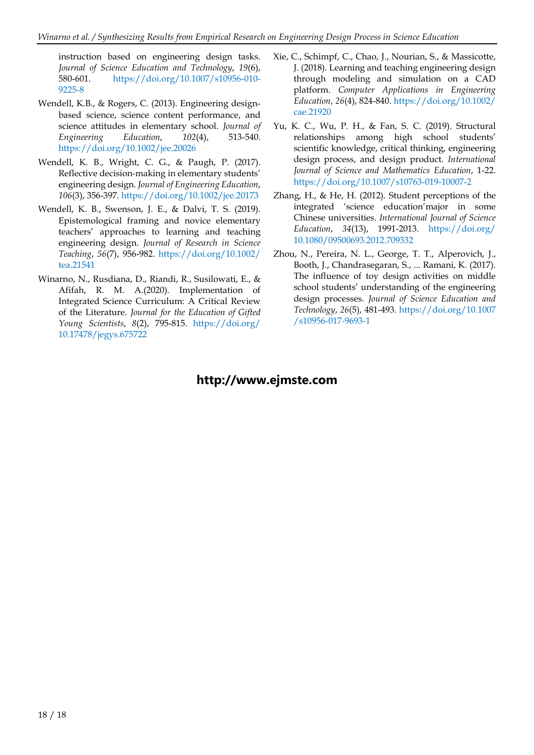instruction based on engineering design tasks. *Journal of Science Education and Technology*, *19*(6), 580-601. https://doi.org/10.1007/s10956-010-9225-8

Wendell, K.B., & Rogers, C. (2013). Engineering design-based science, science content performance, and science attitudes in elementary school. *Journal of Engineering Education*, *102*(4), 513-540. https://doi.org/10.1002/jee.20026

Wendell, K. B., Wright, C. G., & Paugh, P. (2017). Reflective decision-making in elementary students' engineering design. *Journal of Engineering Education*, *106*(3), 356-397. https://doi.org/10.1002/jee.20173

Wendell, K. B., Swenson, J. E., & Dalvi, T. S. (2019). Epistemological framing and novice elementary teachers' approaches to learning and teaching engineering design. *Journal of Research in Science Teaching*, *56*(7), 956-982. https://doi.org/10.1002/tea.21541

Winarno, N., Rusdiana, D., Riandi, R., Susilowati, E., & Afifah, R. M. A.(2020). Implementation of Integrated Science Curriculum: A Critical Review of the Literature. *Journal for the Education of Gifted Young Scientists*, *8*(2), 795-815. https://doi.org/10.17478/jegys.675722

Xie, C., Schimpf, C., Chao, J., Nourian, S., & Massicotte, J. (2018). Learning and teaching engineering design through modeling and simulation on a CAD platform. *Computer Applications in Engineering Education*, *26*(4), 824-840. https://doi.org/10.1002/cae.21920

Yu, K. C., Wu, P. H., & Fan, S. C. (2019). Structural relationships among high school students' scientific knowledge, critical thinking, engineering design process, and design product. *International Journal of Science and Mathematics Education*, 1-22. https://doi.org/10.1007/s10763-019-10007-2

Zhang, H., & He, H. (2012). Student perceptions of the integrated 'science education'major in some Chinese universities. *International Journal of Science Education*, *34*(13), 1991-2013. https://doi.org/10.1080/09500693.2012.709332

Zhou, N., Pereira, N. L., George, T. T., Alperovich, J., Booth, J., Chandrasegaran, S., ... Ramani, K. (2017). The influence of toy design activities on middle school students' understanding of the engineering design processes. *Journal of Science Education and Technology*, *26*(5), 481-493. https://doi.org/10.1007/s10956-017-9693-1

**http://www.ejmste.com**